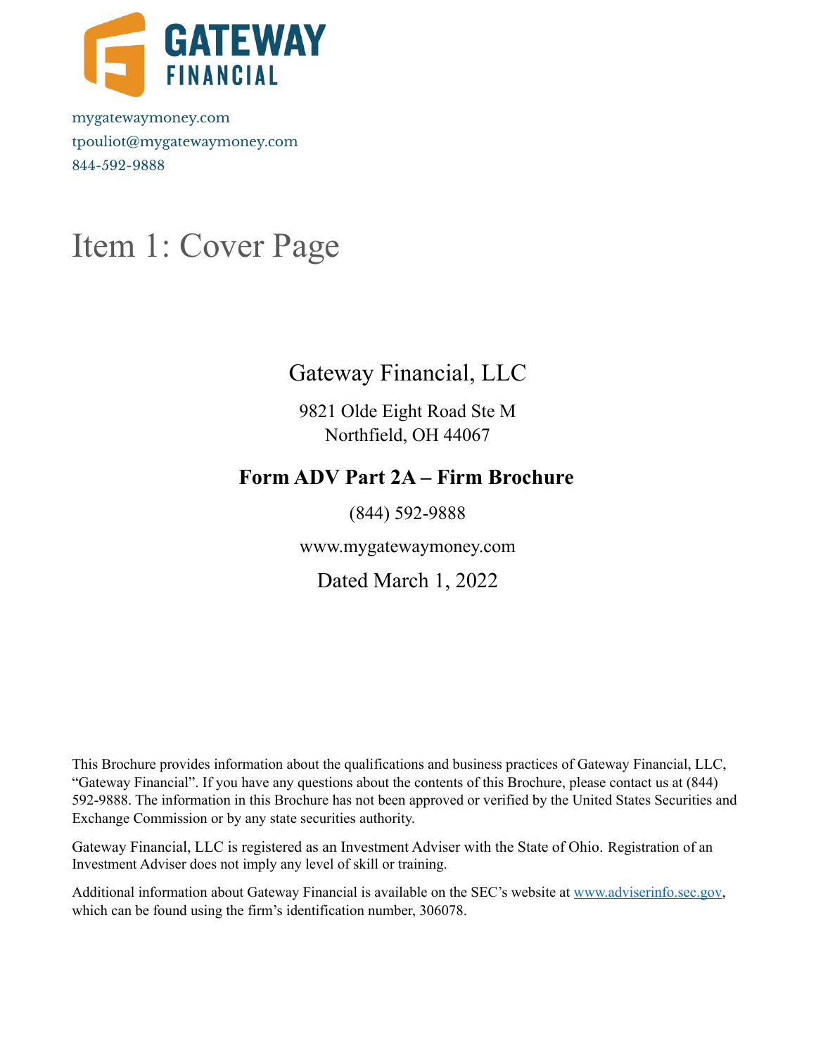GATEWAY FINANCIAL

mygatewaymoney.com
tpouliot@mygatewaymoney.com
844-592-9888

# Item 1: Cover Page

Gateway Financial, LLC

9821 Olde Eight Road Ste M
Northfield, OH 44067

**Form ADV Part 2A – Firm Brochure**

(844) 592-9888

www.mygatewaymoney.com

Dated March 1, 2022

This Brochure provides information about the qualifications and business practices of Gateway Financial, LLC, "Gateway Financial". If you have any questions about the contents of this Brochure, please contact us at (844) 592-9888. The information in this Brochure has not been approved or verified by the United States Securities and Exchange Commission or by any state securities authority.

Gateway Financial, LLC is registered as an Investment Adviser with the State of Ohio. Registration of an Investment Adviser does not imply any level of skill or training.

Additional information about Gateway Financial is available on the SEC's website at www.adviserinfo.sec.gov, which can be found using the firm's identification number, 306078.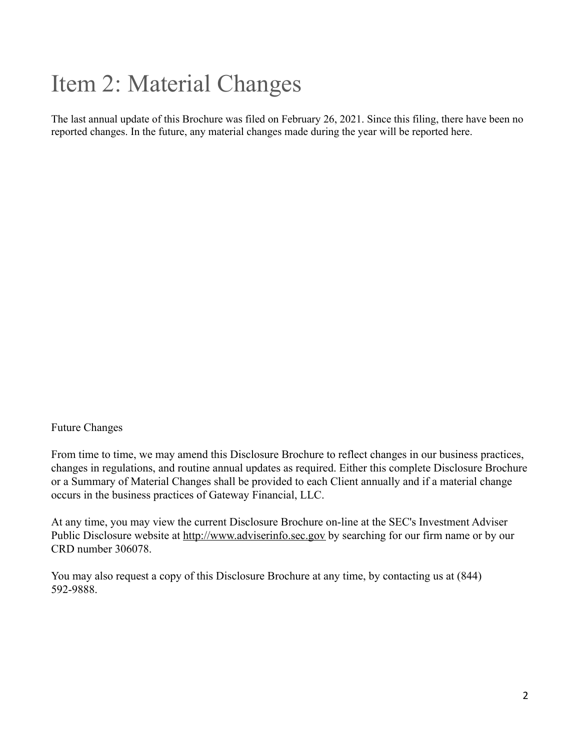# Item 2: Material Changes

The last annual update of this Brochure was filed on February 26, 2021. Since this filing, there have been no reported changes. In the future, any material changes made during the year will be reported here.

Future Changes

From time to time, we may amend this Disclosure Brochure to reflect changes in our business practices, changes in regulations, and routine annual updates as required. Either this complete Disclosure Brochure or a Summary of Material Changes shall be provided to each Client annually and if a material change occurs in the business practices of Gateway Financial, LLC.

At any time, you may view the current Disclosure Brochure on-line at the SEC's Investment Adviser Public Disclosure website at http://www.adviserinfo.sec.gov by searching for our firm name or by our CRD number 306078.

You may also request a copy of this Disclosure Brochure at any time, by contacting us at (844) 592-9888.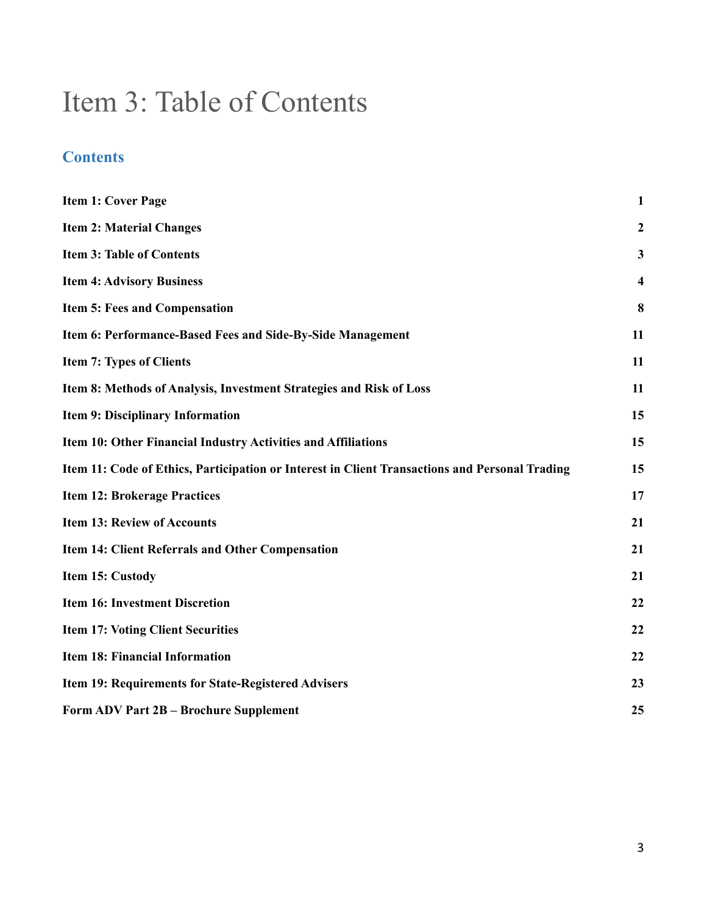# Item 3: Table of Contents

## Contents

| | |
|---|---|
| **Item 1: Cover Page** | **1** |
| **Item 2: Material Changes** | **2** |
| **Item 3: Table of Contents** | **3** |
| **Item 4: Advisory Business** | **4** |
| **Item 5: Fees and Compensation** | **8** |
| **Item 6: Performance-Based Fees and Side-By-Side Management** | **11** |
| **Item 7: Types of Clients** | **11** |
| **Item 8: Methods of Analysis, Investment Strategies and Risk of Loss** | **11** |
| **Item 9: Disciplinary Information** | **15** |
| **Item 10: Other Financial Industry Activities and Affiliations** | **15** |
| **Item 11: Code of Ethics, Participation or Interest in Client Transactions and Personal Trading** | **15** |
| **Item 12: Brokerage Practices** | **17** |
| **Item 13: Review of Accounts** | **21** |
| **Item 14: Client Referrals and Other Compensation** | **21** |
| **Item 15: Custody** | **21** |
| **Item 16: Investment Discretion** | **22** |
| **Item 17: Voting Client Securities** | **22** |
| **Item 18: Financial Information** | **22** |
| **Item 19: Requirements for State-Registered Advisers** | **23** |
| **Form ADV Part 2B – Brochure Supplement** | **25** |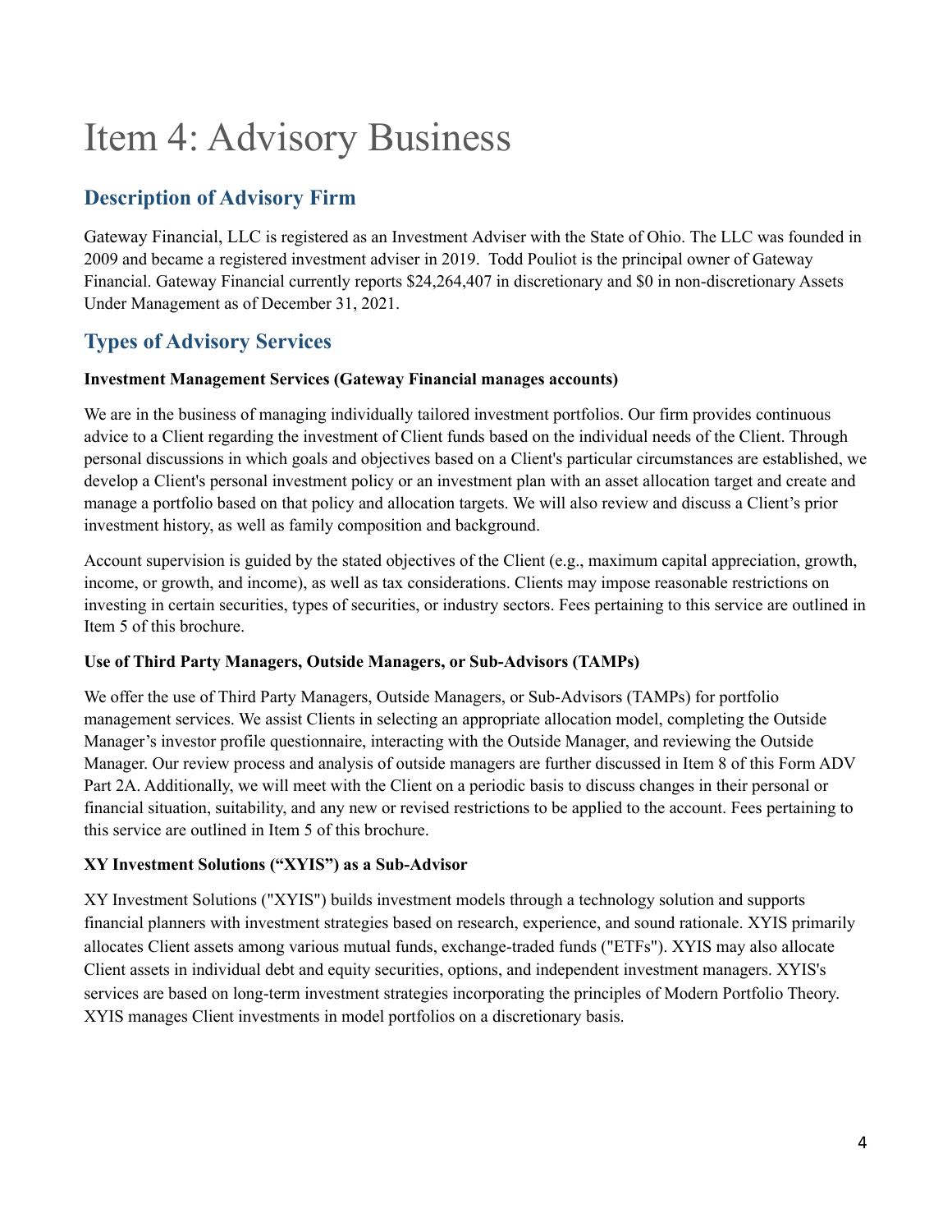# Item 4: Advisory Business

## Description of Advisory Firm

Gateway Financial, LLC is registered as an Investment Adviser with the State of Ohio. The LLC was founded in 2009 and became a registered investment adviser in 2019. Todd Pouliot is the principal owner of Gateway Financial. Gateway Financial currently reports $24,264,407 in discretionary and $0 in non-discretionary Assets Under Management as of December 31, 2021.

## Types of Advisory Services

**Investment Management Services (Gateway Financial manages accounts)**

We are in the business of managing individually tailored investment portfolios. Our firm provides continuous advice to a Client regarding the investment of Client funds based on the individual needs of the Client. Through personal discussions in which goals and objectives based on a Client's particular circumstances are established, we develop a Client's personal investment policy or an investment plan with an asset allocation target and create and manage a portfolio based on that policy and allocation targets. We will also review and discuss a Client's prior investment history, as well as family composition and background.

Account supervision is guided by the stated objectives of the Client (e.g., maximum capital appreciation, growth, income, or growth, and income), as well as tax considerations. Clients may impose reasonable restrictions on investing in certain securities, types of securities, or industry sectors. Fees pertaining to this service are outlined in Item 5 of this brochure.

**Use of Third Party Managers, Outside Managers, or Sub-Advisors (TAMPs)**

We offer the use of Third Party Managers, Outside Managers, or Sub-Advisors (TAMPs) for portfolio management services. We assist Clients in selecting an appropriate allocation model, completing the Outside Manager's investor profile questionnaire, interacting with the Outside Manager, and reviewing the Outside Manager. Our review process and analysis of outside managers are further discussed in Item 8 of this Form ADV Part 2A. Additionally, we will meet with the Client on a periodic basis to discuss changes in their personal or financial situation, suitability, and any new or revised restrictions to be applied to the account. Fees pertaining to this service are outlined in Item 5 of this brochure.

**XY Investment Solutions ("XYIS") as a Sub-Advisor**

XY Investment Solutions ("XYIS") builds investment models through a technology solution and supports financial planners with investment strategies based on research, experience, and sound rationale. XYIS primarily allocates Client assets among various mutual funds, exchange-traded funds ("ETFs"). XYIS may also allocate Client assets in individual debt and equity securities, options, and independent investment managers. XYIS's services are based on long-term investment strategies incorporating the principles of Modern Portfolio Theory. XYIS manages Client investments in model portfolios on a discretionary basis.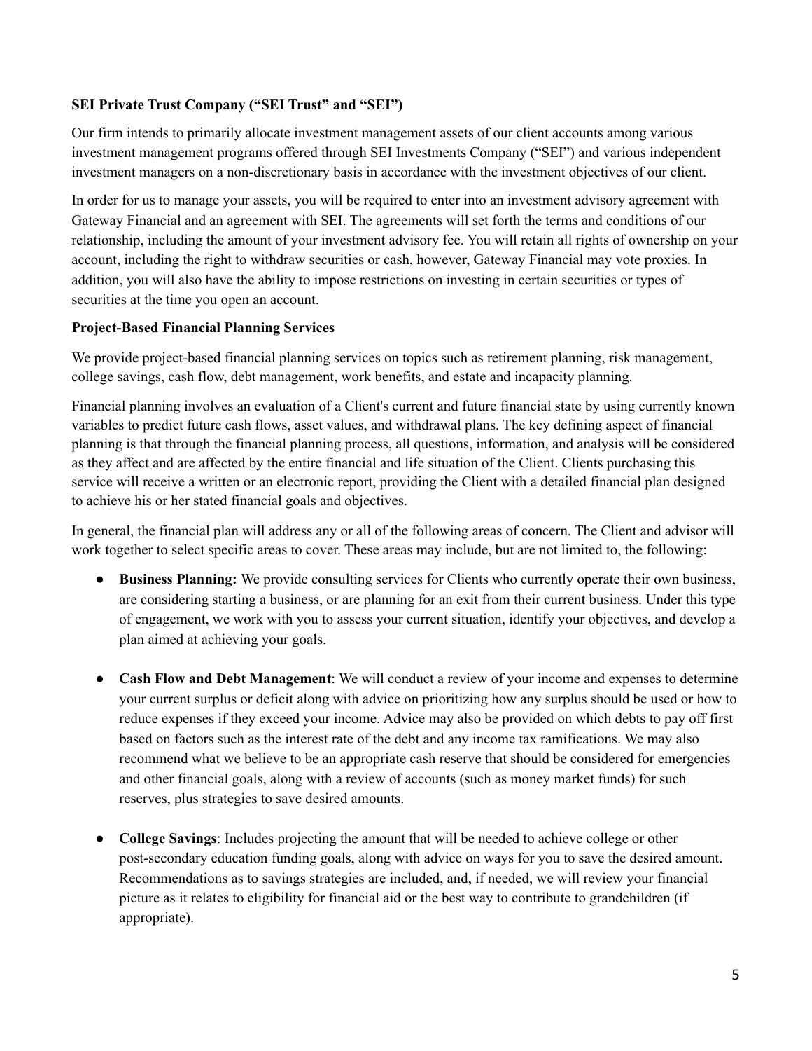**SEI Private Trust Company ("SEI Trust" and "SEI")**

Our firm intends to primarily allocate investment management assets of our client accounts among various investment management programs offered through SEI Investments Company ("SEI") and various independent investment managers on a non-discretionary basis in accordance with the investment objectives of our client.

In order for us to manage your assets, you will be required to enter into an investment advisory agreement with Gateway Financial and an agreement with SEI. The agreements will set forth the terms and conditions of our relationship, including the amount of your investment advisory fee. You will retain all rights of ownership on your account, including the right to withdraw securities or cash, however, Gateway Financial may vote proxies. In addition, you will also have the ability to impose restrictions on investing in certain securities or types of securities at the time you open an account.

**Project-Based Financial Planning Services**

We provide project-based financial planning services on topics such as retirement planning, risk management, college savings, cash flow, debt management, work benefits, and estate and incapacity planning.

Financial planning involves an evaluation of a Client's current and future financial state by using currently known variables to predict future cash flows, asset values, and withdrawal plans. The key defining aspect of financial planning is that through the financial planning process, all questions, information, and analysis will be considered as they affect and are affected by the entire financial and life situation of the Client. Clients purchasing this service will receive a written or an electronic report, providing the Client with a detailed financial plan designed to achieve his or her stated financial goals and objectives.

In general, the financial plan will address any or all of the following areas of concern. The Client and advisor will work together to select specific areas to cover. These areas may include, but are not limited to, the following:

- **Business Planning:** We provide consulting services for Clients who currently operate their own business, are considering starting a business, or are planning for an exit from their current business. Under this type of engagement, we work with you to assess your current situation, identify your objectives, and develop a plan aimed at achieving your goals.

- **Cash Flow and Debt Management**: We will conduct a review of your income and expenses to determine your current surplus or deficit along with advice on prioritizing how any surplus should be used or how to reduce expenses if they exceed your income. Advice may also be provided on which debts to pay off first based on factors such as the interest rate of the debt and any income tax ramifications. We may also recommend what we believe to be an appropriate cash reserve that should be considered for emergencies and other financial goals, along with a review of accounts (such as money market funds) for such reserves, plus strategies to save desired amounts.

- **College Savings**: Includes projecting the amount that will be needed to achieve college or other post-secondary education funding goals, along with advice on ways for you to save the desired amount. Recommendations as to savings strategies are included, and, if needed, we will review your financial picture as it relates to eligibility for financial aid or the best way to contribute to grandchildren (if appropriate).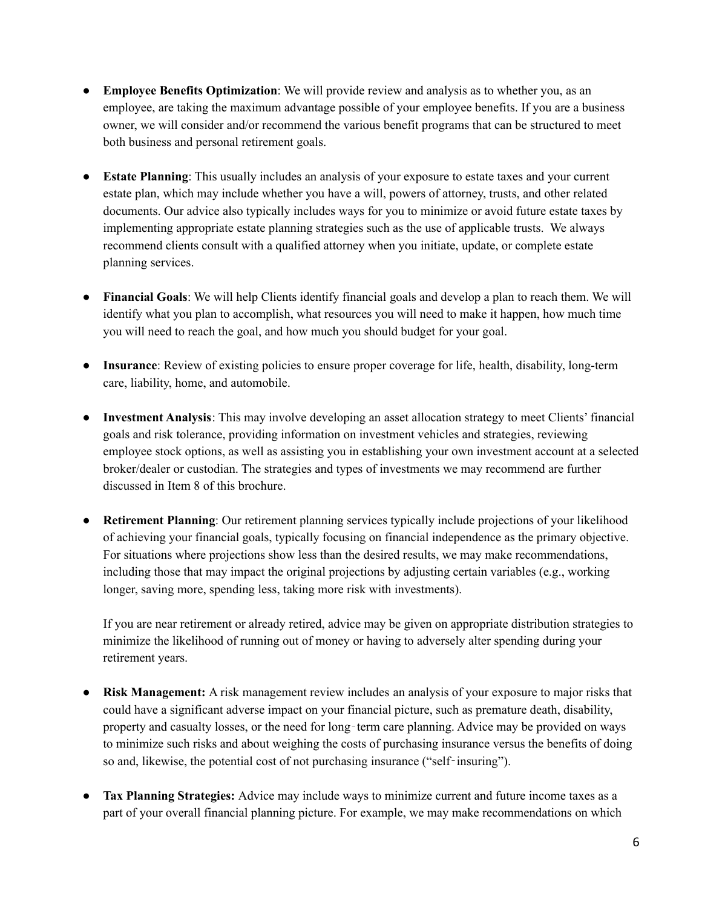- **Employee Benefits Optimization**: We will provide review and analysis as to whether you, as an employee, are taking the maximum advantage possible of your employee benefits. If you are a business owner, we will consider and/or recommend the various benefit programs that can be structured to meet both business and personal retirement goals.

- **Estate Planning**: This usually includes an analysis of your exposure to estate taxes and your current estate plan, which may include whether you have a will, powers of attorney, trusts, and other related documents. Our advice also typically includes ways for you to minimize or avoid future estate taxes by implementing appropriate estate planning strategies such as the use of applicable trusts. We always recommend clients consult with a qualified attorney when you initiate, update, or complete estate planning services.

- **Financial Goals**: We will help Clients identify financial goals and develop a plan to reach them. We will identify what you plan to accomplish, what resources you will need to make it happen, how much time you will need to reach the goal, and how much you should budget for your goal.

- **Insurance**: Review of existing policies to ensure proper coverage for life, health, disability, long-term care, liability, home, and automobile.

- **Investment Analysis**: This may involve developing an asset allocation strategy to meet Clients' financial goals and risk tolerance, providing information on investment vehicles and strategies, reviewing employee stock options, as well as assisting you in establishing your own investment account at a selected broker/dealer or custodian. The strategies and types of investments we may recommend are further discussed in Item 8 of this brochure.

- **Retirement Planning**: Our retirement planning services typically include projections of your likelihood of achieving your financial goals, typically focusing on financial independence as the primary objective. For situations where projections show less than the desired results, we may make recommendations, including those that may impact the original projections by adjusting certain variables (e.g., working longer, saving more, spending less, taking more risk with investments).

  If you are near retirement or already retired, advice may be given on appropriate distribution strategies to minimize the likelihood of running out of money or having to adversely alter spending during your retirement years.

- **Risk Management:** A risk management review includes an analysis of your exposure to major risks that could have a significant adverse impact on your financial picture, such as premature death, disability, property and casualty losses, or the need for long‑term care planning. Advice may be provided on ways to minimize such risks and about weighing the costs of purchasing insurance versus the benefits of doing so and, likewise, the potential cost of not purchasing insurance ("self‑insuring").

- **Tax Planning Strategies:** Advice may include ways to minimize current and future income taxes as a part of your overall financial planning picture. For example, we may make recommendations on which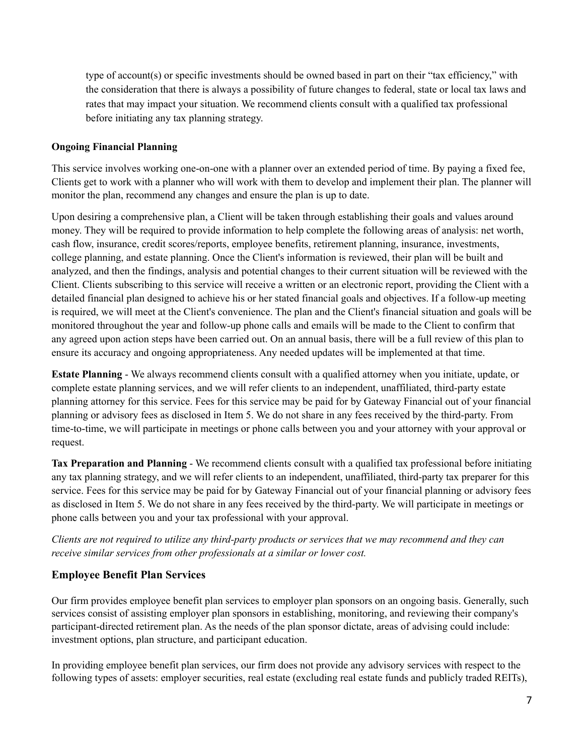type of account(s) or specific investments should be owned based in part on their "tax efficiency," with the consideration that there is always a possibility of future changes to federal, state or local tax laws and rates that may impact your situation. We recommend clients consult with a qualified tax professional before initiating any tax planning strategy.

**Ongoing Financial Planning**

This service involves working one-on-one with a planner over an extended period of time. By paying a fixed fee, Clients get to work with a planner who will work with them to develop and implement their plan. The planner will monitor the plan, recommend any changes and ensure the plan is up to date.

Upon desiring a comprehensive plan, a Client will be taken through establishing their goals and values around money. They will be required to provide information to help complete the following areas of analysis: net worth, cash flow, insurance, credit scores/reports, employee benefits, retirement planning, insurance, investments, college planning, and estate planning. Once the Client's information is reviewed, their plan will be built and analyzed, and then the findings, analysis and potential changes to their current situation will be reviewed with the Client. Clients subscribing to this service will receive a written or an electronic report, providing the Client with a detailed financial plan designed to achieve his or her stated financial goals and objectives. If a follow-up meeting is required, we will meet at the Client's convenience. The plan and the Client's financial situation and goals will be monitored throughout the year and follow-up phone calls and emails will be made to the Client to confirm that any agreed upon action steps have been carried out. On an annual basis, there will be a full review of this plan to ensure its accuracy and ongoing appropriateness. Any needed updates will be implemented at that time.

**Estate Planning** - We always recommend clients consult with a qualified attorney when you initiate, update, or complete estate planning services, and we will refer clients to an independent, unaffiliated, third-party estate planning attorney for this service. Fees for this service may be paid for by Gateway Financial out of your financial planning or advisory fees as disclosed in Item 5. We do not share in any fees received by the third-party. From time-to-time, we will participate in meetings or phone calls between you and your attorney with your approval or request.

**Tax Preparation and Planning** - We recommend clients consult with a qualified tax professional before initiating any tax planning strategy, and we will refer clients to an independent, unaffiliated, third-party tax preparer for this service. Fees for this service may be paid for by Gateway Financial out of your financial planning or advisory fees as disclosed in Item 5. We do not share in any fees received by the third-party. We will participate in meetings or phone calls between you and your tax professional with your approval.

*Clients are not required to utilize any third-party products or services that we may recommend and they can receive similar services from other professionals at a similar or lower cost.*

## Employee Benefit Plan Services

Our firm provides employee benefit plan services to employer plan sponsors on an ongoing basis. Generally, such services consist of assisting employer plan sponsors in establishing, monitoring, and reviewing their company's participant-directed retirement plan. As the needs of the plan sponsor dictate, areas of advising could include: investment options, plan structure, and participant education.

In providing employee benefit plan services, our firm does not provide any advisory services with respect to the following types of assets: employer securities, real estate (excluding real estate funds and publicly traded REITs),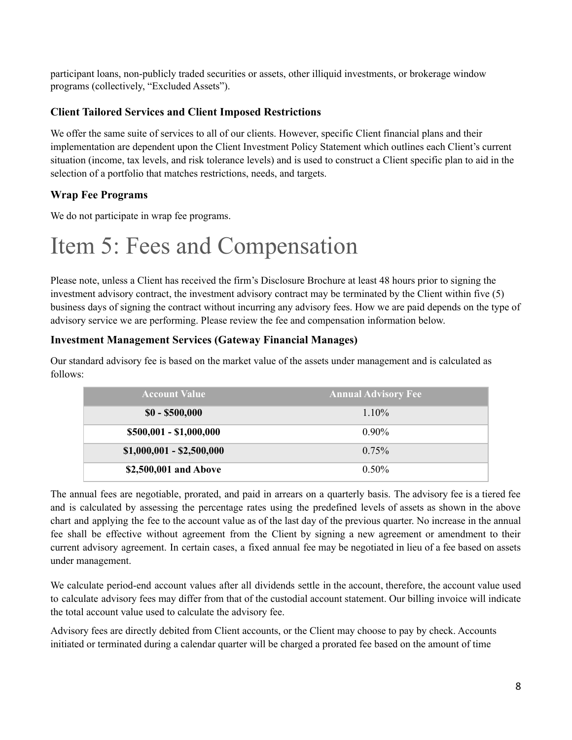participant loans, non-publicly traded securities or assets, other illiquid investments, or brokerage window programs (collectively, "Excluded Assets").

### Client Tailored Services and Client Imposed Restrictions

We offer the same suite of services to all of our clients. However, specific Client financial plans and their implementation are dependent upon the Client Investment Policy Statement which outlines each Client's current situation (income, tax levels, and risk tolerance levels) and is used to construct a Client specific plan to aid in the selection of a portfolio that matches restrictions, needs, and targets.

### Wrap Fee Programs

We do not participate in wrap fee programs.

# Item 5: Fees and Compensation

Please note, unless a Client has received the firm's Disclosure Brochure at least 48 hours prior to signing the investment advisory contract, the investment advisory contract may be terminated by the Client within five (5) business days of signing the contract without incurring any advisory fees. How we are paid depends on the type of advisory service we are performing. Please review the fee and compensation information below.

### Investment Management Services (Gateway Financial Manages)

Our standard advisory fee is based on the market value of the assets under management and is calculated as follows:

| Account Value | Annual Advisory Fee |
|---|---|
| **$0 - $500,000** | 1.10% |
| **$500,001 - $1,000,000** | 0.90% |
| **$1,000,001 - $2,500,000** | 0.75% |
| **$2,500,001 and Above** | 0.50% |

The annual fees are negotiable, prorated, and paid in arrears on a quarterly basis. The advisory fee is a tiered fee and is calculated by assessing the percentage rates using the predefined levels of assets as shown in the above chart and applying the fee to the account value as of the last day of the previous quarter. No increase in the annual fee shall be effective without agreement from the Client by signing a new agreement or amendment to their current advisory agreement. In certain cases, a fixed annual fee may be negotiated in lieu of a fee based on assets under management.

We calculate period-end account values after all dividends settle in the account, therefore, the account value used to calculate advisory fees may differ from that of the custodial account statement. Our billing invoice will indicate the total account value used to calculate the advisory fee.

Advisory fees are directly debited from Client accounts, or the Client may choose to pay by check. Accounts initiated or terminated during a calendar quarter will be charged a prorated fee based on the amount of time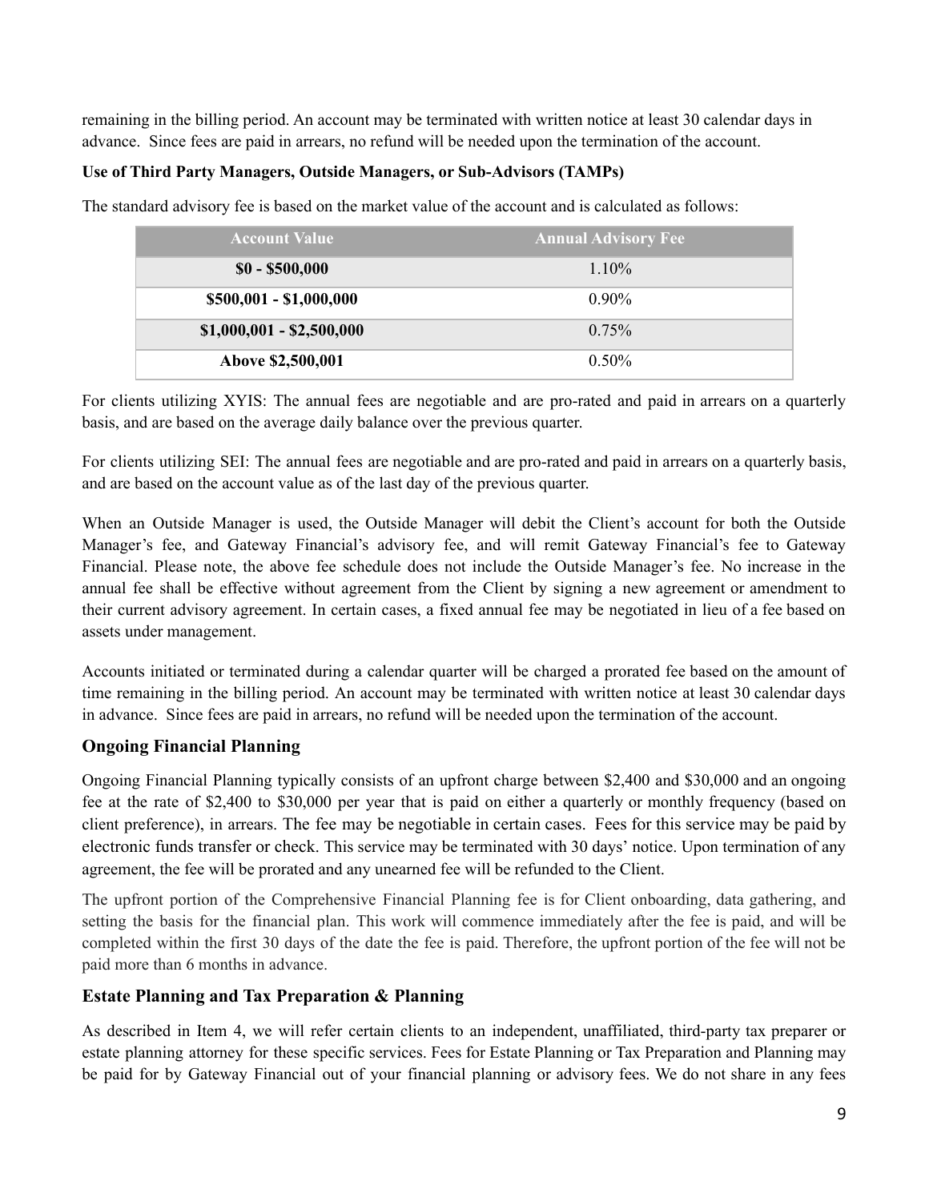remaining in the billing period. An account may be terminated with written notice at least 30 calendar days in advance. Since fees are paid in arrears, no refund will be needed upon the termination of the account.

**Use of Third Party Managers, Outside Managers, or Sub-Advisors (TAMPs)**

The standard advisory fee is based on the market value of the account and is calculated as follows:

| Account Value | Annual Advisory Fee |
|---|---|
| **$0 - $500,000** | 1.10% |
| **$500,001 - $1,000,000** | 0.90% |
| **$1,000,001 - $2,500,000** | 0.75% |
| **Above $2,500,001** | 0.50% |

For clients utilizing XYIS: The annual fees are negotiable and are pro-rated and paid in arrears on a quarterly basis, and are based on the average daily balance over the previous quarter.

For clients utilizing SEI: The annual fees are negotiable and are pro-rated and paid in arrears on a quarterly basis, and are based on the account value as of the last day of the previous quarter.

When an Outside Manager is used, the Outside Manager will debit the Client's account for both the Outside Manager's fee, and Gateway Financial's advisory fee, and will remit Gateway Financial's fee to Gateway Financial. Please note, the above fee schedule does not include the Outside Manager's fee. No increase in the annual fee shall be effective without agreement from the Client by signing a new agreement or amendment to their current advisory agreement. In certain cases, a fixed annual fee may be negotiated in lieu of a fee based on assets under management.

Accounts initiated or terminated during a calendar quarter will be charged a prorated fee based on the amount of time remaining in the billing period. An account may be terminated with written notice at least 30 calendar days in advance. Since fees are paid in arrears, no refund will be needed upon the termination of the account.

## Ongoing Financial Planning

Ongoing Financial Planning typically consists of an upfront charge between $2,400 and $30,000 and an ongoing fee at the rate of $2,400 to $30,000 per year that is paid on either a quarterly or monthly frequency (based on client preference), in arrears. The fee may be negotiable in certain cases. Fees for this service may be paid by electronic funds transfer or check. This service may be terminated with 30 days' notice. Upon termination of any agreement, the fee will be prorated and any unearned fee will be refunded to the Client.

The upfront portion of the Comprehensive Financial Planning fee is for Client onboarding, data gathering, and setting the basis for the financial plan. This work will commence immediately after the fee is paid, and will be completed within the first 30 days of the date the fee is paid. Therefore, the upfront portion of the fee will not be paid more than 6 months in advance.

## Estate Planning and Tax Preparation & Planning

As described in Item 4, we will refer certain clients to an independent, unaffiliated, third-party tax preparer or estate planning attorney for these specific services. Fees for Estate Planning or Tax Preparation and Planning may be paid for by Gateway Financial out of your financial planning or advisory fees. We do not share in any fees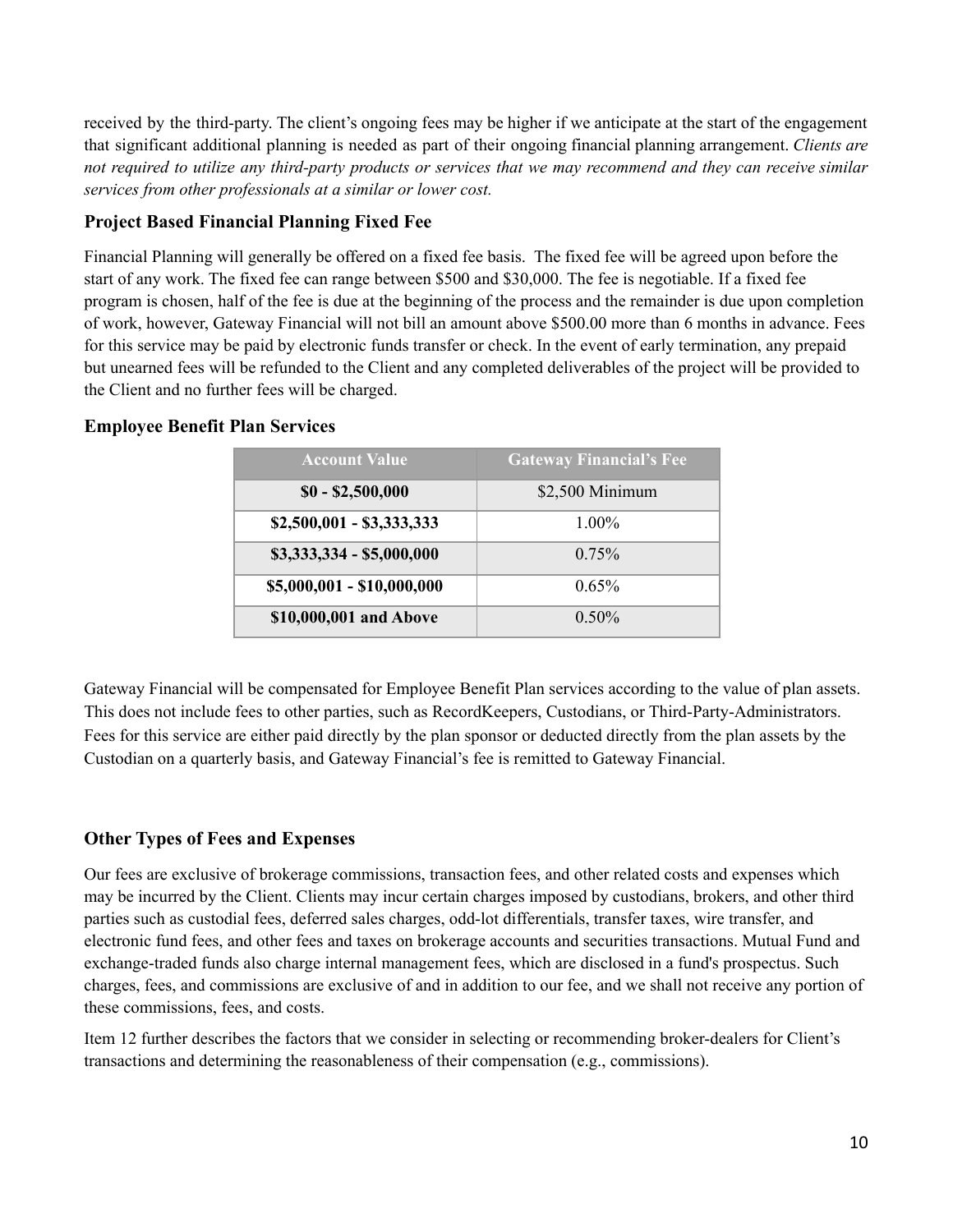received by the third-party. The client's ongoing fees may be higher if we anticipate at the start of the engagement that significant additional planning is needed as part of their ongoing financial planning arrangement. *Clients are not required to utilize any third-party products or services that we may recommend and they can receive similar services from other professionals at a similar or lower cost.*

### Project Based Financial Planning Fixed Fee

Financial Planning will generally be offered on a fixed fee basis. The fixed fee will be agreed upon before the start of any work. The fixed fee can range between $500 and $30,000. The fee is negotiable. If a fixed fee program is chosen, half of the fee is due at the beginning of the process and the remainder is due upon completion of work, however, Gateway Financial will not bill an amount above $500.00 more than 6 months in advance. Fees for this service may be paid by electronic funds transfer or check. In the event of early termination, any prepaid but unearned fees will be refunded to the Client and any completed deliverables of the project will be provided to the Client and no further fees will be charged.

### Employee Benefit Plan Services

| Account Value | Gateway Financial's Fee |
|---|---|
| **$0 - $2,500,000** | $2,500 Minimum |
| **$2,500,001 - $3,333,333** | 1.00% |
| **$3,333,334 - $5,000,000** | 0.75% |
| **$5,000,001 - $10,000,000** | 0.65% |
| **$10,000,001 and Above** | 0.50% |

Gateway Financial will be compensated for Employee Benefit Plan services according to the value of plan assets. This does not include fees to other parties, such as RecordKeepers, Custodians, or Third-Party-Administrators. Fees for this service are either paid directly by the plan sponsor or deducted directly from the plan assets by the Custodian on a quarterly basis, and Gateway Financial's fee is remitted to Gateway Financial.

### Other Types of Fees and Expenses

Our fees are exclusive of brokerage commissions, transaction fees, and other related costs and expenses which may be incurred by the Client. Clients may incur certain charges imposed by custodians, brokers, and other third parties such as custodial fees, deferred sales charges, odd-lot differentials, transfer taxes, wire transfer, and electronic fund fees, and other fees and taxes on brokerage accounts and securities transactions. Mutual Fund and exchange-traded funds also charge internal management fees, which are disclosed in a fund's prospectus. Such charges, fees, and commissions are exclusive of and in addition to our fee, and we shall not receive any portion of these commissions, fees, and costs.

Item 12 further describes the factors that we consider in selecting or recommending broker-dealers for Client's transactions and determining the reasonableness of their compensation (e.g., commissions).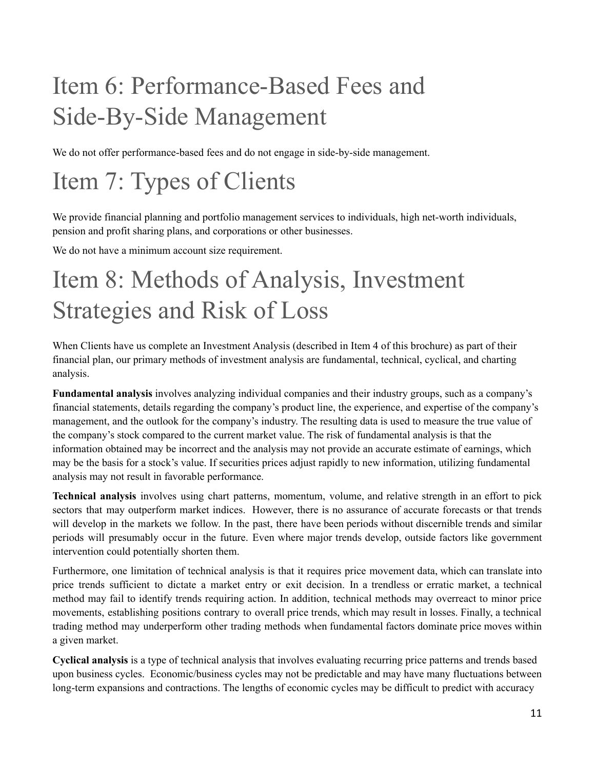# Item 6: Performance-Based Fees and Side-By-Side Management

We do not offer performance-based fees and do not engage in side-by-side management.

# Item 7: Types of Clients

We provide financial planning and portfolio management services to individuals, high net-worth individuals, pension and profit sharing plans, and corporations or other businesses.

We do not have a minimum account size requirement.

# Item 8: Methods of Analysis, Investment Strategies and Risk of Loss

When Clients have us complete an Investment Analysis (described in Item 4 of this brochure) as part of their financial plan, our primary methods of investment analysis are fundamental, technical, cyclical, and charting analysis.

**Fundamental analysis** involves analyzing individual companies and their industry groups, such as a company's financial statements, details regarding the company's product line, the experience, and expertise of the company's management, and the outlook for the company's industry. The resulting data is used to measure the true value of the company's stock compared to the current market value. The risk of fundamental analysis is that the information obtained may be incorrect and the analysis may not provide an accurate estimate of earnings, which may be the basis for a stock's value. If securities prices adjust rapidly to new information, utilizing fundamental analysis may not result in favorable performance.

**Technical analysis** involves using chart patterns, momentum, volume, and relative strength in an effort to pick sectors that may outperform market indices. However, there is no assurance of accurate forecasts or that trends will develop in the markets we follow. In the past, there have been periods without discernible trends and similar periods will presumably occur in the future. Even where major trends develop, outside factors like government intervention could potentially shorten them.

Furthermore, one limitation of technical analysis is that it requires price movement data, which can translate into price trends sufficient to dictate a market entry or exit decision. In a trendless or erratic market, a technical method may fail to identify trends requiring action. In addition, technical methods may overreact to minor price movements, establishing positions contrary to overall price trends, which may result in losses. Finally, a technical trading method may underperform other trading methods when fundamental factors dominate price moves within a given market.

**Cyclical analysis** is a type of technical analysis that involves evaluating recurring price patterns and trends based upon business cycles. Economic/business cycles may not be predictable and may have many fluctuations between long-term expansions and contractions. The lengths of economic cycles may be difficult to predict with accuracy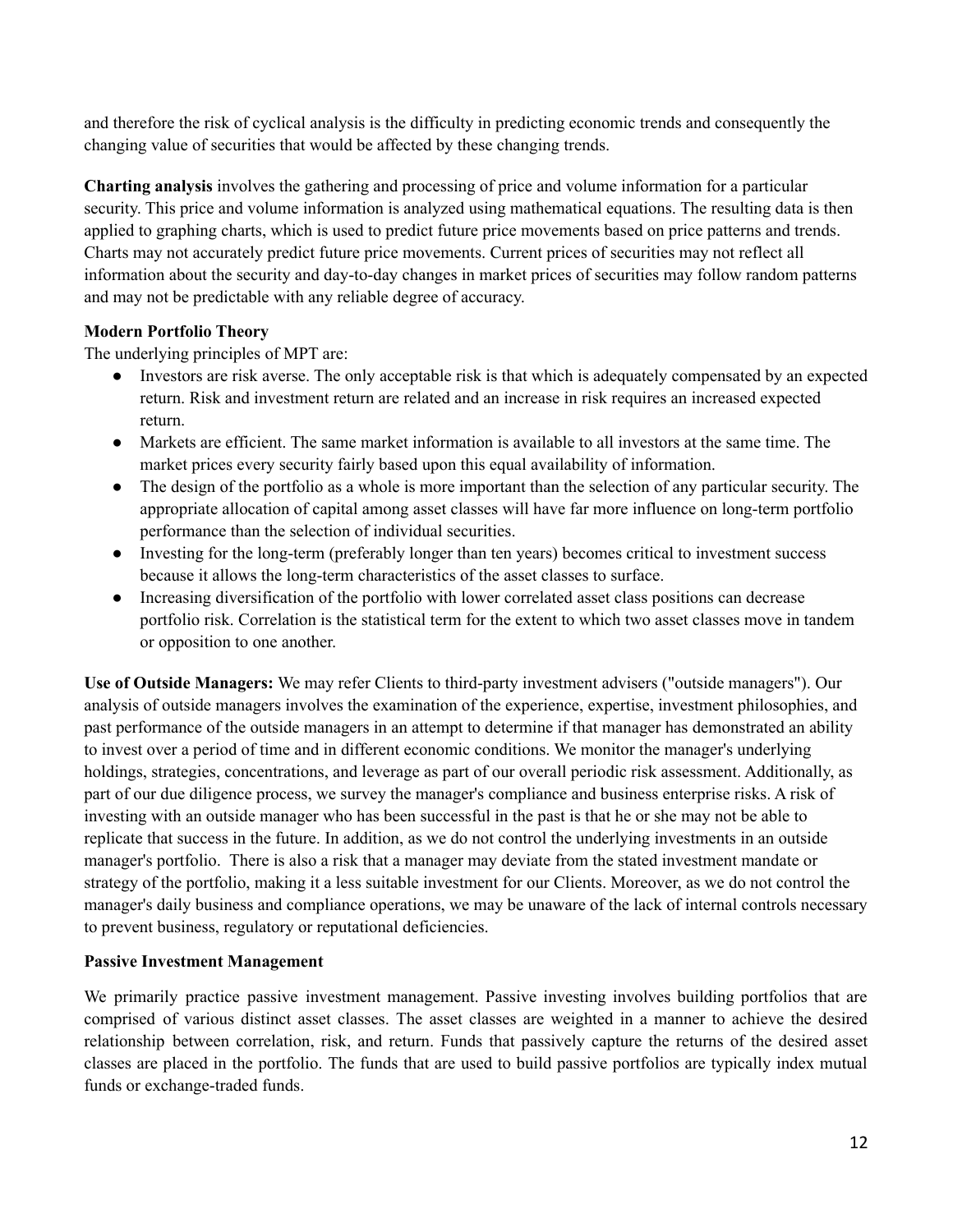and therefore the risk of cyclical analysis is the difficulty in predicting economic trends and consequently the changing value of securities that would be affected by these changing trends.

**Charting analysis** involves the gathering and processing of price and volume information for a particular security. This price and volume information is analyzed using mathematical equations. The resulting data is then applied to graphing charts, which is used to predict future price movements based on price patterns and trends. Charts may not accurately predict future price movements. Current prices of securities may not reflect all information about the security and day-to-day changes in market prices of securities may follow random patterns and may not be predictable with any reliable degree of accuracy.

**Modern Portfolio Theory**

The underlying principles of MPT are:

- Investors are risk averse. The only acceptable risk is that which is adequately compensated by an expected return. Risk and investment return are related and an increase in risk requires an increased expected return.
- Markets are efficient. The same market information is available to all investors at the same time. The market prices every security fairly based upon this equal availability of information.
- The design of the portfolio as a whole is more important than the selection of any particular security. The appropriate allocation of capital among asset classes will have far more influence on long-term portfolio performance than the selection of individual securities.
- Investing for the long-term (preferably longer than ten years) becomes critical to investment success because it allows the long-term characteristics of the asset classes to surface.
- Increasing diversification of the portfolio with lower correlated asset class positions can decrease portfolio risk. Correlation is the statistical term for the extent to which two asset classes move in tandem or opposition to one another.

**Use of Outside Managers:** We may refer Clients to third-party investment advisers ("outside managers"). Our analysis of outside managers involves the examination of the experience, expertise, investment philosophies, and past performance of the outside managers in an attempt to determine if that manager has demonstrated an ability to invest over a period of time and in different economic conditions. We monitor the manager's underlying holdings, strategies, concentrations, and leverage as part of our overall periodic risk assessment. Additionally, as part of our due diligence process, we survey the manager's compliance and business enterprise risks. A risk of investing with an outside manager who has been successful in the past is that he or she may not be able to replicate that success in the future. In addition, as we do not control the underlying investments in an outside manager's portfolio. There is also a risk that a manager may deviate from the stated investment mandate or strategy of the portfolio, making it a less suitable investment for our Clients. Moreover, as we do not control the manager's daily business and compliance operations, we may be unaware of the lack of internal controls necessary to prevent business, regulatory or reputational deficiencies.

**Passive Investment Management**

We primarily practice passive investment management. Passive investing involves building portfolios that are comprised of various distinct asset classes. The asset classes are weighted in a manner to achieve the desired relationship between correlation, risk, and return. Funds that passively capture the returns of the desired asset classes are placed in the portfolio. The funds that are used to build passive portfolios are typically index mutual funds or exchange-traded funds.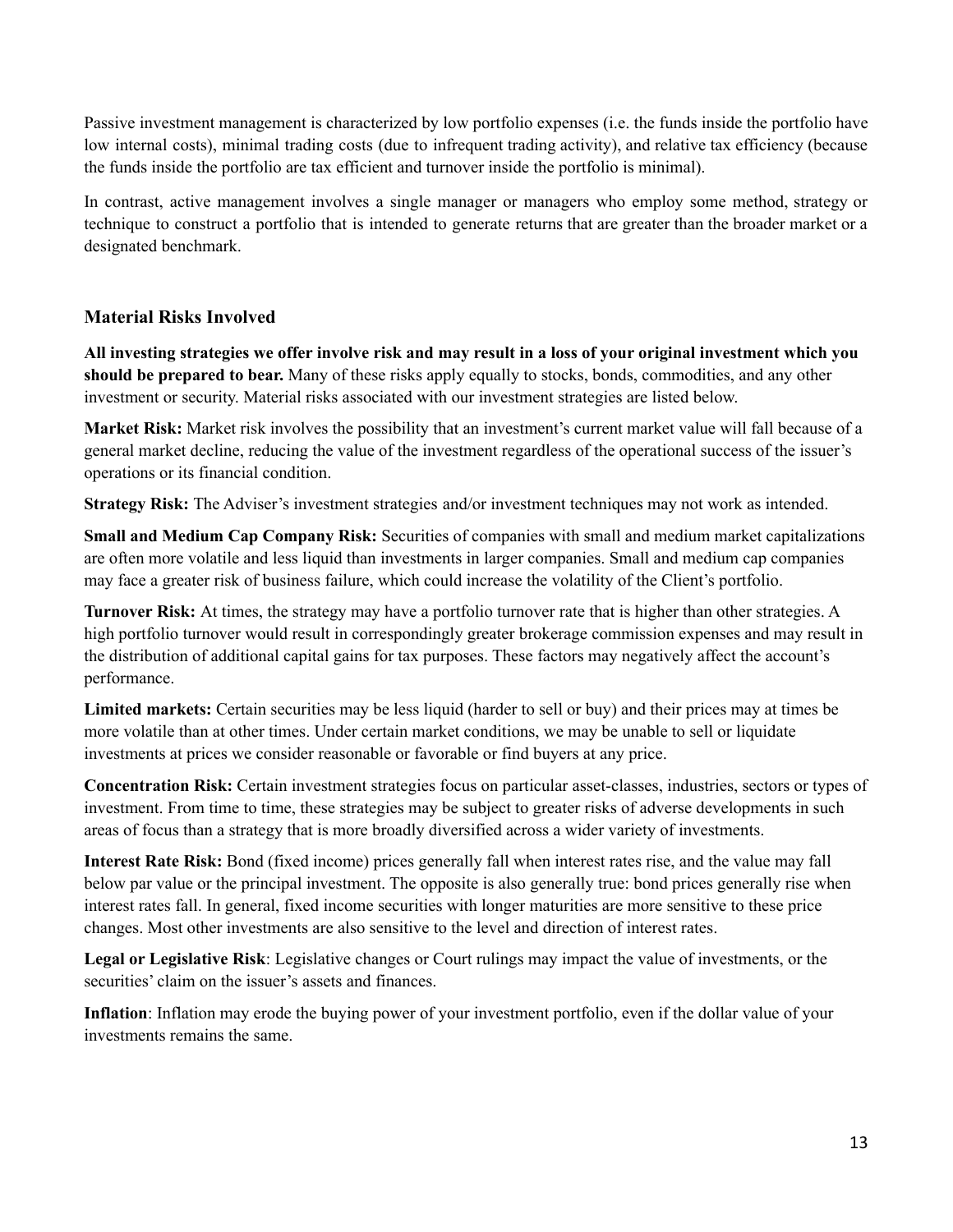Passive investment management is characterized by low portfolio expenses (i.e. the funds inside the portfolio have low internal costs), minimal trading costs (due to infrequent trading activity), and relative tax efficiency (because the funds inside the portfolio are tax efficient and turnover inside the portfolio is minimal).

In contrast, active management involves a single manager or managers who employ some method, strategy or technique to construct a portfolio that is intended to generate returns that are greater than the broader market or a designated benchmark.

### Material Risks Involved

**All investing strategies we offer involve risk and may result in a loss of your original investment which you should be prepared to bear.** Many of these risks apply equally to stocks, bonds, commodities, and any other investment or security. Material risks associated with our investment strategies are listed below.

**Market Risk:** Market risk involves the possibility that an investment's current market value will fall because of a general market decline, reducing the value of the investment regardless of the operational success of the issuer's operations or its financial condition.

**Strategy Risk:** The Adviser's investment strategies and/or investment techniques may not work as intended.

**Small and Medium Cap Company Risk:** Securities of companies with small and medium market capitalizations are often more volatile and less liquid than investments in larger companies. Small and medium cap companies may face a greater risk of business failure, which could increase the volatility of the Client's portfolio.

**Turnover Risk:** At times, the strategy may have a portfolio turnover rate that is higher than other strategies. A high portfolio turnover would result in correspondingly greater brokerage commission expenses and may result in the distribution of additional capital gains for tax purposes. These factors may negatively affect the account's performance.

**Limited markets:** Certain securities may be less liquid (harder to sell or buy) and their prices may at times be more volatile than at other times. Under certain market conditions, we may be unable to sell or liquidate investments at prices we consider reasonable or favorable or find buyers at any price.

**Concentration Risk:** Certain investment strategies focus on particular asset-classes, industries, sectors or types of investment. From time to time, these strategies may be subject to greater risks of adverse developments in such areas of focus than a strategy that is more broadly diversified across a wider variety of investments.

**Interest Rate Risk:** Bond (fixed income) prices generally fall when interest rates rise, and the value may fall below par value or the principal investment. The opposite is also generally true: bond prices generally rise when interest rates fall. In general, fixed income securities with longer maturities are more sensitive to these price changes. Most other investments are also sensitive to the level and direction of interest rates.

**Legal or Legislative Risk**: Legislative changes or Court rulings may impact the value of investments, or the securities' claim on the issuer's assets and finances.

**Inflation**: Inflation may erode the buying power of your investment portfolio, even if the dollar value of your investments remains the same.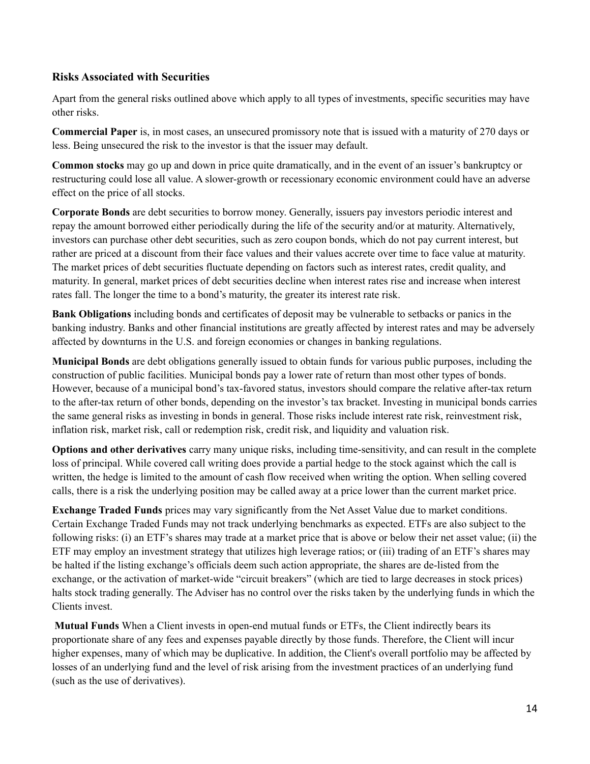### Risks Associated with Securities

Apart from the general risks outlined above which apply to all types of investments, specific securities may have other risks.

**Commercial Paper** is, in most cases, an unsecured promissory note that is issued with a maturity of 270 days or less. Being unsecured the risk to the investor is that the issuer may default.

**Common stocks** may go up and down in price quite dramatically, and in the event of an issuer's bankruptcy or restructuring could lose all value. A slower-growth or recessionary economic environment could have an adverse effect on the price of all stocks.

**Corporate Bonds** are debt securities to borrow money. Generally, issuers pay investors periodic interest and repay the amount borrowed either periodically during the life of the security and/or at maturity. Alternatively, investors can purchase other debt securities, such as zero coupon bonds, which do not pay current interest, but rather are priced at a discount from their face values and their values accrete over time to face value at maturity. The market prices of debt securities fluctuate depending on factors such as interest rates, credit quality, and maturity. In general, market prices of debt securities decline when interest rates rise and increase when interest rates fall. The longer the time to a bond's maturity, the greater its interest rate risk.

**Bank Obligations** including bonds and certificates of deposit may be vulnerable to setbacks or panics in the banking industry. Banks and other financial institutions are greatly affected by interest rates and may be adversely affected by downturns in the U.S. and foreign economies or changes in banking regulations.

**Municipal Bonds** are debt obligations generally issued to obtain funds for various public purposes, including the construction of public facilities. Municipal bonds pay a lower rate of return than most other types of bonds. However, because of a municipal bond's tax-favored status, investors should compare the relative after-tax return to the after-tax return of other bonds, depending on the investor's tax bracket. Investing in municipal bonds carries the same general risks as investing in bonds in general. Those risks include interest rate risk, reinvestment risk, inflation risk, market risk, call or redemption risk, credit risk, and liquidity and valuation risk.

**Options and other derivatives** carry many unique risks, including time-sensitivity, and can result in the complete loss of principal. While covered call writing does provide a partial hedge to the stock against which the call is written, the hedge is limited to the amount of cash flow received when writing the option. When selling covered calls, there is a risk the underlying position may be called away at a price lower than the current market price.

**Exchange Traded Funds** prices may vary significantly from the Net Asset Value due to market conditions. Certain Exchange Traded Funds may not track underlying benchmarks as expected. ETFs are also subject to the following risks: (i) an ETF's shares may trade at a market price that is above or below their net asset value; (ii) the ETF may employ an investment strategy that utilizes high leverage ratios; or (iii) trading of an ETF's shares may be halted if the listing exchange's officials deem such action appropriate, the shares are de-listed from the exchange, or the activation of market-wide "circuit breakers" (which are tied to large decreases in stock prices) halts stock trading generally. The Adviser has no control over the risks taken by the underlying funds in which the Clients invest.

**Mutual Funds** When a Client invests in open-end mutual funds or ETFs, the Client indirectly bears its proportionate share of any fees and expenses payable directly by those funds. Therefore, the Client will incur higher expenses, many of which may be duplicative. In addition, the Client's overall portfolio may be affected by losses of an underlying fund and the level of risk arising from the investment practices of an underlying fund (such as the use of derivatives).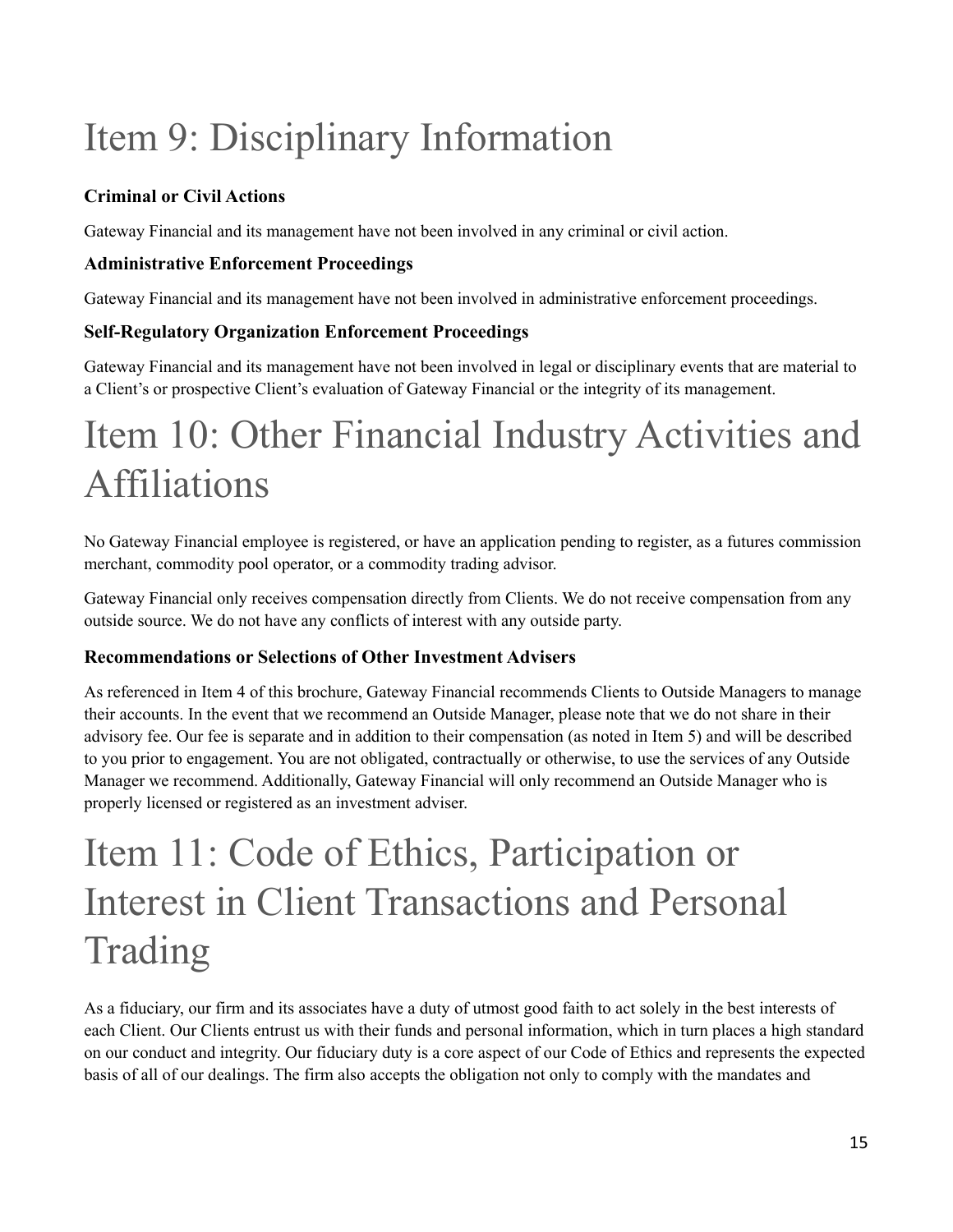# Item 9: Disciplinary Information

**Criminal or Civil Actions**

Gateway Financial and its management have not been involved in any criminal or civil action.

**Administrative Enforcement Proceedings**

Gateway Financial and its management have not been involved in administrative enforcement proceedings.

**Self-Regulatory Organization Enforcement Proceedings**

Gateway Financial and its management have not been involved in legal or disciplinary events that are material to a Client's or prospective Client's evaluation of Gateway Financial or the integrity of its management.

# Item 10: Other Financial Industry Activities and Affiliations

No Gateway Financial employee is registered, or have an application pending to register, as a futures commission merchant, commodity pool operator, or a commodity trading advisor.

Gateway Financial only receives compensation directly from Clients. We do not receive compensation from any outside source. We do not have any conflicts of interest with any outside party.

**Recommendations or Selections of Other Investment Advisers**

As referenced in Item 4 of this brochure, Gateway Financial recommends Clients to Outside Managers to manage their accounts. In the event that we recommend an Outside Manager, please note that we do not share in their advisory fee. Our fee is separate and in addition to their compensation (as noted in Item 5) and will be described to you prior to engagement. You are not obligated, contractually or otherwise, to use the services of any Outside Manager we recommend. Additionally, Gateway Financial will only recommend an Outside Manager who is properly licensed or registered as an investment adviser.

# Item 11: Code of Ethics, Participation or Interest in Client Transactions and Personal Trading

As a fiduciary, our firm and its associates have a duty of utmost good faith to act solely in the best interests of each Client. Our Clients entrust us with their funds and personal information, which in turn places a high standard on our conduct and integrity. Our fiduciary duty is a core aspect of our Code of Ethics and represents the expected basis of all of our dealings. The firm also accepts the obligation not only to comply with the mandates and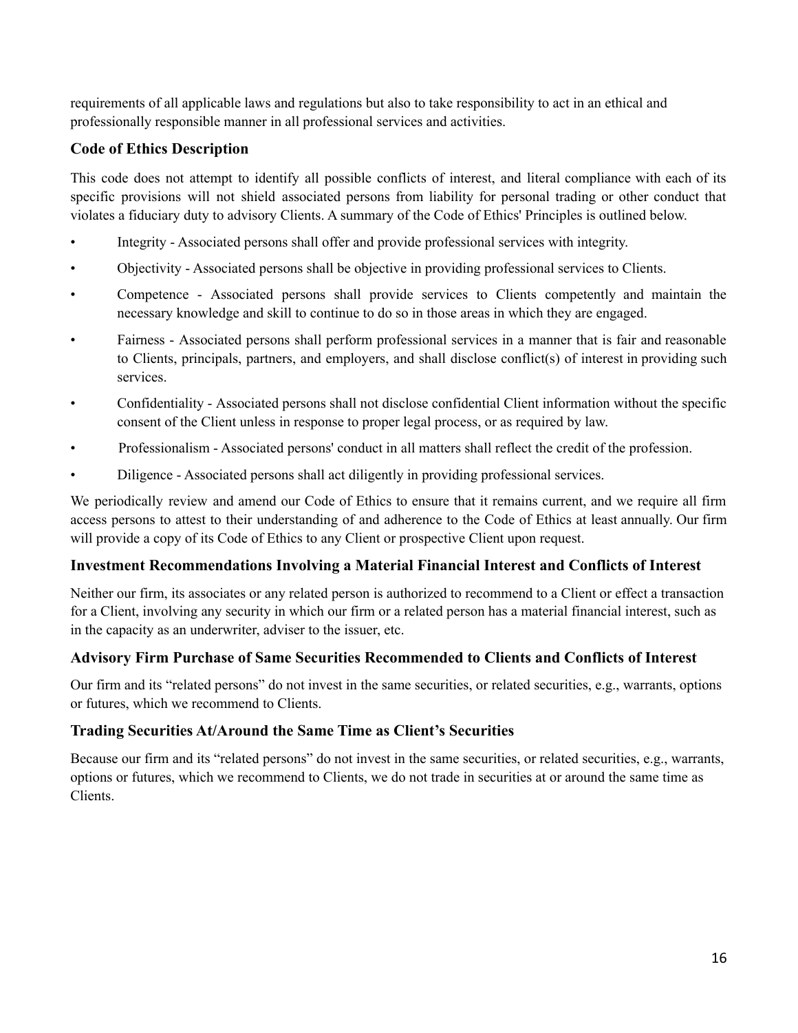requirements of all applicable laws and regulations but also to take responsibility to act in an ethical and professionally responsible manner in all professional services and activities.

### Code of Ethics Description

This code does not attempt to identify all possible conflicts of interest, and literal compliance with each of its specific provisions will not shield associated persons from liability for personal trading or other conduct that violates a fiduciary duty to advisory Clients. A summary of the Code of Ethics' Principles is outlined below.

- Integrity - Associated persons shall offer and provide professional services with integrity.
- Objectivity - Associated persons shall be objective in providing professional services to Clients.
- Competence - Associated persons shall provide services to Clients competently and maintain the necessary knowledge and skill to continue to do so in those areas in which they are engaged.
- Fairness - Associated persons shall perform professional services in a manner that is fair and reasonable to Clients, principals, partners, and employers, and shall disclose conflict(s) of interest in providing such services.
- Confidentiality - Associated persons shall not disclose confidential Client information without the specific consent of the Client unless in response to proper legal process, or as required by law.
- Professionalism - Associated persons' conduct in all matters shall reflect the credit of the profession.
- Diligence - Associated persons shall act diligently in providing professional services.

We periodically review and amend our Code of Ethics to ensure that it remains current, and we require all firm access persons to attest to their understanding of and adherence to the Code of Ethics at least annually. Our firm will provide a copy of its Code of Ethics to any Client or prospective Client upon request.

### Investment Recommendations Involving a Material Financial Interest and Conflicts of Interest

Neither our firm, its associates or any related person is authorized to recommend to a Client or effect a transaction for a Client, involving any security in which our firm or a related person has a material financial interest, such as in the capacity as an underwriter, adviser to the issuer, etc.

### Advisory Firm Purchase of Same Securities Recommended to Clients and Conflicts of Interest

Our firm and its "related persons" do not invest in the same securities, or related securities, e.g., warrants, options or futures, which we recommend to Clients.

### Trading Securities At/Around the Same Time as Client's Securities

Because our firm and its "related persons" do not invest in the same securities, or related securities, e.g., warrants, options or futures, which we recommend to Clients, we do not trade in securities at or around the same time as Clients.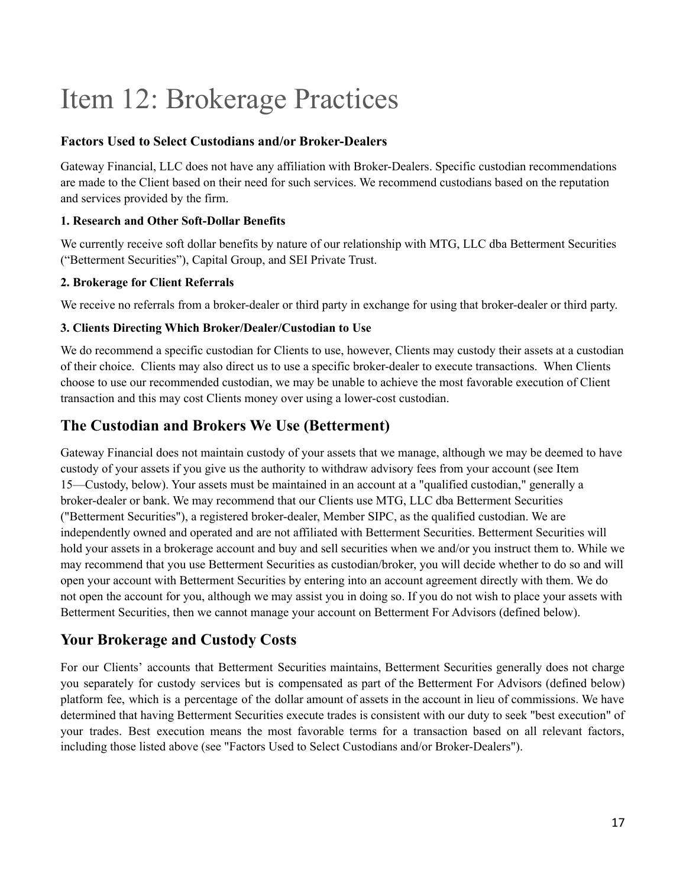# Item 12: Brokerage Practices

**Factors Used to Select Custodians and/or Broker-Dealers**

Gateway Financial, LLC does not have any affiliation with Broker-Dealers. Specific custodian recommendations are made to the Client based on their need for such services. We recommend custodians based on the reputation and services provided by the firm.

**1. Research and Other Soft-Dollar Benefits**

We currently receive soft dollar benefits by nature of our relationship with MTG, LLC dba Betterment Securities ("Betterment Securities"), Capital Group, and SEI Private Trust.

**2. Brokerage for Client Referrals**

We receive no referrals from a broker-dealer or third party in exchange for using that broker-dealer or third party.

**3. Clients Directing Which Broker/Dealer/Custodian to Use**

We do recommend a specific custodian for Clients to use, however, Clients may custody their assets at a custodian of their choice. Clients may also direct us to use a specific broker-dealer to execute transactions. When Clients choose to use our recommended custodian, we may be unable to achieve the most favorable execution of Client transaction and this may cost Clients money over using a lower-cost custodian.

## The Custodian and Brokers We Use (Betterment)

Gateway Financial does not maintain custody of your assets that we manage, although we may be deemed to have custody of your assets if you give us the authority to withdraw advisory fees from your account (see Item 15—Custody, below). Your assets must be maintained in an account at a "qualified custodian," generally a broker-dealer or bank. We may recommend that our Clients use MTG, LLC dba Betterment Securities ("Betterment Securities"), a registered broker-dealer, Member SIPC, as the qualified custodian. We are independently owned and operated and are not affiliated with Betterment Securities. Betterment Securities will hold your assets in a brokerage account and buy and sell securities when we and/or you instruct them to. While we may recommend that you use Betterment Securities as custodian/broker, you will decide whether to do so and will open your account with Betterment Securities by entering into an account agreement directly with them. We do not open the account for you, although we may assist you in doing so. If you do not wish to place your assets with Betterment Securities, then we cannot manage your account on Betterment For Advisors (defined below).

## Your Brokerage and Custody Costs

For our Clients' accounts that Betterment Securities maintains, Betterment Securities generally does not charge you separately for custody services but is compensated as part of the Betterment For Advisors (defined below) platform fee, which is a percentage of the dollar amount of assets in the account in lieu of commissions. We have determined that having Betterment Securities execute trades is consistent with our duty to seek "best execution" of your trades. Best execution means the most favorable terms for a transaction based on all relevant factors, including those listed above (see "Factors Used to Select Custodians and/or Broker-Dealers").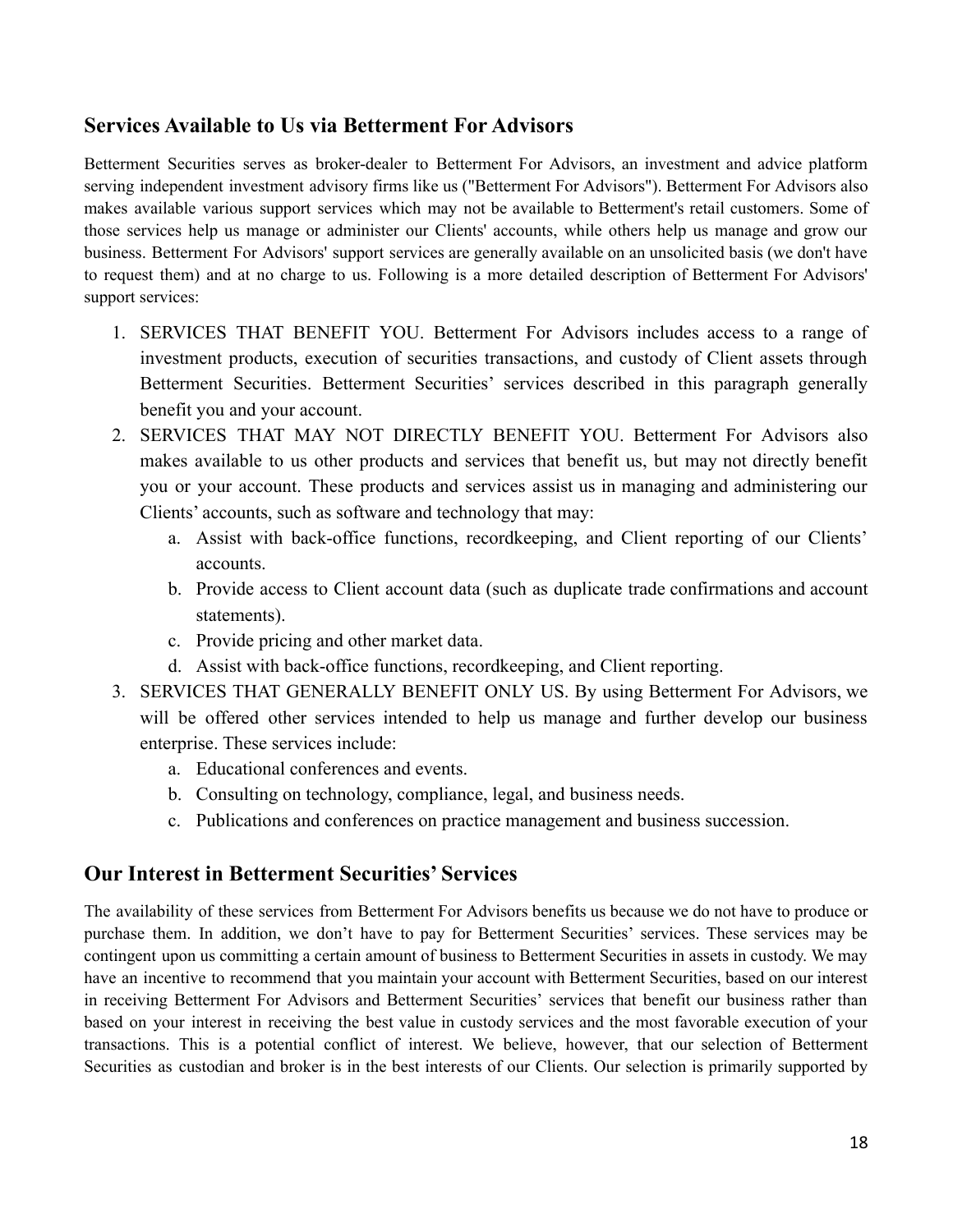## Services Available to Us via Betterment For Advisors

Betterment Securities serves as broker-dealer to Betterment For Advisors, an investment and advice platform serving independent investment advisory firms like us ("Betterment For Advisors"). Betterment For Advisors also makes available various support services which may not be available to Betterment's retail customers. Some of those services help us manage or administer our Clients' accounts, while others help us manage and grow our business. Betterment For Advisors' support services are generally available on an unsolicited basis (we don't have to request them) and at no charge to us. Following is a more detailed description of Betterment For Advisors' support services:

1. SERVICES THAT BENEFIT YOU. Betterment For Advisors includes access to a range of investment products, execution of securities transactions, and custody of Client assets through Betterment Securities. Betterment Securities' services described in this paragraph generally benefit you and your account.
2. SERVICES THAT MAY NOT DIRECTLY BENEFIT YOU. Betterment For Advisors also makes available to us other products and services that benefit us, but may not directly benefit you or your account. These products and services assist us in managing and administering our Clients' accounts, such as software and technology that may:
    a. Assist with back-office functions, recordkeeping, and Client reporting of our Clients' accounts.
    b. Provide access to Client account data (such as duplicate trade confirmations and account statements).
    c. Provide pricing and other market data.
    d. Assist with back-office functions, recordkeeping, and Client reporting.
3. SERVICES THAT GENERALLY BENEFIT ONLY US. By using Betterment For Advisors, we will be offered other services intended to help us manage and further develop our business enterprise. These services include:
    a. Educational conferences and events.
    b. Consulting on technology, compliance, legal, and business needs.
    c. Publications and conferences on practice management and business succession.

## Our Interest in Betterment Securities' Services

The availability of these services from Betterment For Advisors benefits us because we do not have to produce or purchase them. In addition, we don't have to pay for Betterment Securities' services. These services may be contingent upon us committing a certain amount of business to Betterment Securities in assets in custody. We may have an incentive to recommend that you maintain your account with Betterment Securities, based on our interest in receiving Betterment For Advisors and Betterment Securities' services that benefit our business rather than based on your interest in receiving the best value in custody services and the most favorable execution of your transactions. This is a potential conflict of interest. We believe, however, that our selection of Betterment Securities as custodian and broker is in the best interests of our Clients. Our selection is primarily supported by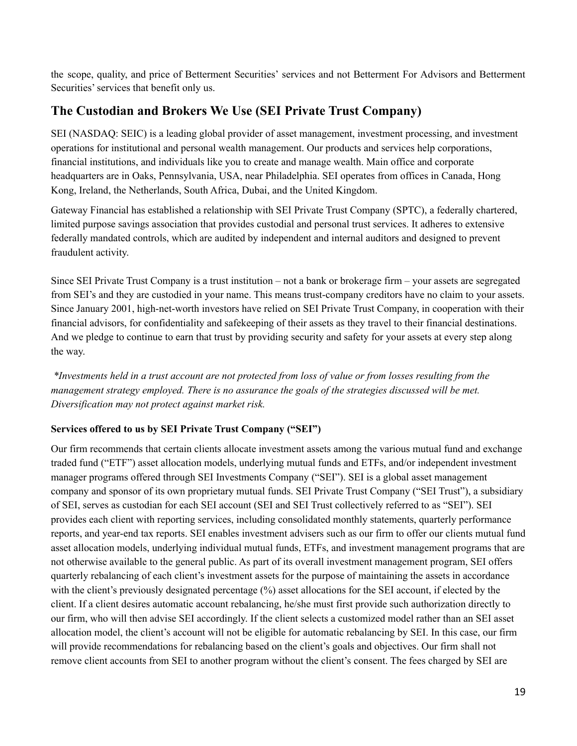the scope, quality, and price of Betterment Securities' services and not Betterment For Advisors and Betterment Securities' services that benefit only us.

## The Custodian and Brokers We Use (SEI Private Trust Company)

SEI (NASDAQ: SEIC) is a leading global provider of asset management, investment processing, and investment operations for institutional and personal wealth management. Our products and services help corporations, financial institutions, and individuals like you to create and manage wealth. Main office and corporate headquarters are in Oaks, Pennsylvania, USA, near Philadelphia. SEI operates from offices in Canada, Hong Kong, Ireland, the Netherlands, South Africa, Dubai, and the United Kingdom.

Gateway Financial has established a relationship with SEI Private Trust Company (SPTC), a federally chartered, limited purpose savings association that provides custodial and personal trust services. It adheres to extensive federally mandated controls, which are audited by independent and internal auditors and designed to prevent fraudulent activity.

Since SEI Private Trust Company is a trust institution – not a bank or brokerage firm – your assets are segregated from SEI's and they are custodied in your name. This means trust-company creditors have no claim to your assets. Since January 2001, high-net-worth investors have relied on SEI Private Trust Company, in cooperation with their financial advisors, for confidentiality and safekeeping of their assets as they travel to their financial destinations. And we pledge to continue to earn that trust by providing security and safety for your assets at every step along the way.

*\*Investments held in a trust account are not protected from loss of value or from losses resulting from the management strategy employed. There is no assurance the goals of the strategies discussed will be met. Diversification may not protect against market risk.*

**Services offered to us by SEI Private Trust Company ("SEI")**

Our firm recommends that certain clients allocate investment assets among the various mutual fund and exchange traded fund ("ETF") asset allocation models, underlying mutual funds and ETFs, and/or independent investment manager programs offered through SEI Investments Company ("SEI"). SEI is a global asset management company and sponsor of its own proprietary mutual funds. SEI Private Trust Company ("SEI Trust"), a subsidiary of SEI, serves as custodian for each SEI account (SEI and SEI Trust collectively referred to as "SEI"). SEI provides each client with reporting services, including consolidated monthly statements, quarterly performance reports, and year-end tax reports. SEI enables investment advisers such as our firm to offer our clients mutual fund asset allocation models, underlying individual mutual funds, ETFs, and investment management programs that are not otherwise available to the general public. As part of its overall investment management program, SEI offers quarterly rebalancing of each client's investment assets for the purpose of maintaining the assets in accordance with the client's previously designated percentage (%) asset allocations for the SEI account, if elected by the client. If a client desires automatic account rebalancing, he/she must first provide such authorization directly to our firm, who will then advise SEI accordingly. If the client selects a customized model rather than an SEI asset allocation model, the client's account will not be eligible for automatic rebalancing by SEI. In this case, our firm will provide recommendations for rebalancing based on the client's goals and objectives. Our firm shall not remove client accounts from SEI to another program without the client's consent. The fees charged by SEI are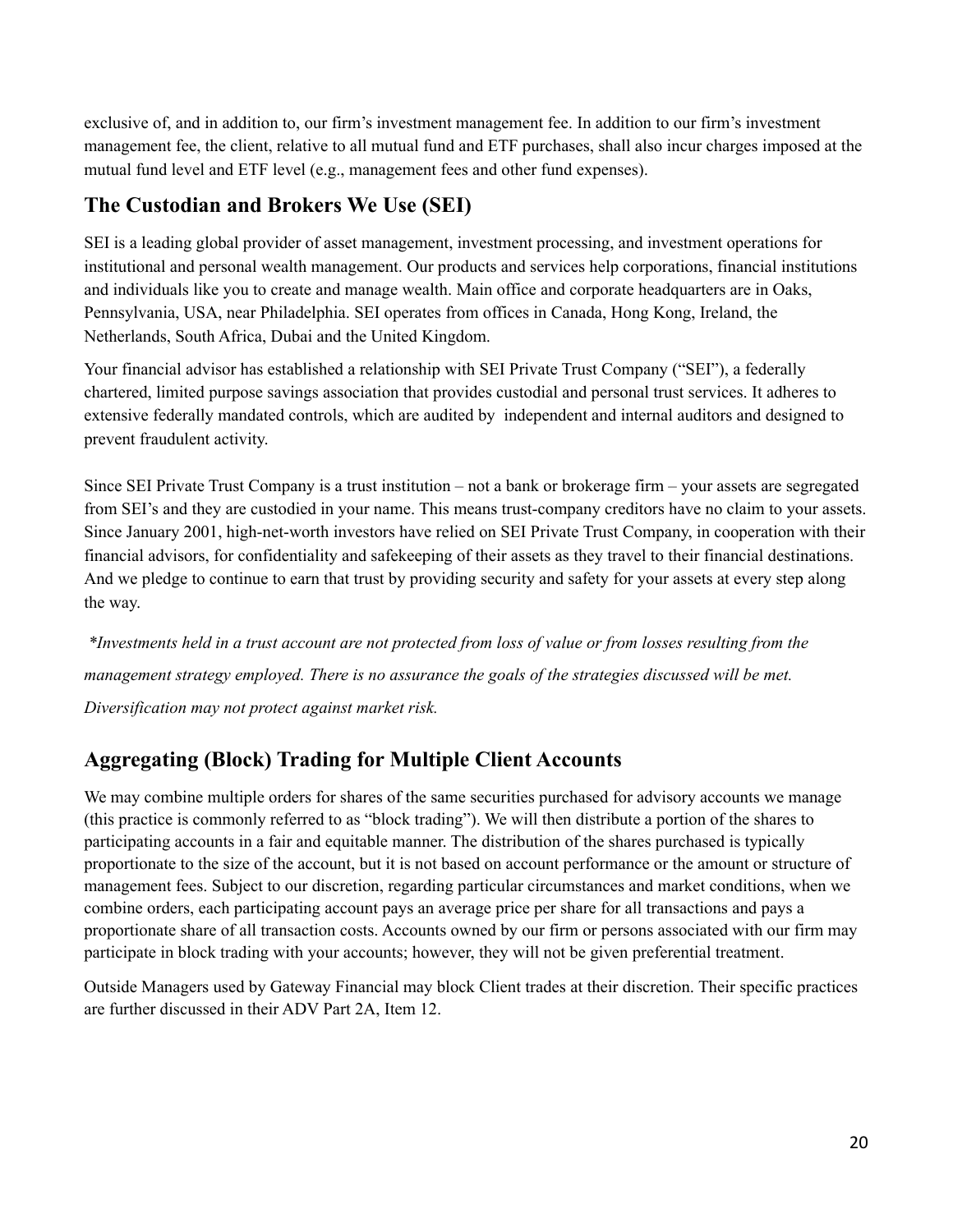exclusive of, and in addition to, our firm's investment management fee. In addition to our firm's investment management fee, the client, relative to all mutual fund and ETF purchases, shall also incur charges imposed at the mutual fund level and ETF level (e.g., management fees and other fund expenses).

## The Custodian and Brokers We Use (SEI)

SEI is a leading global provider of asset management, investment processing, and investment operations for institutional and personal wealth management. Our products and services help corporations, financial institutions and individuals like you to create and manage wealth. Main office and corporate headquarters are in Oaks, Pennsylvania, USA, near Philadelphia. SEI operates from offices in Canada, Hong Kong, Ireland, the Netherlands, South Africa, Dubai and the United Kingdom.

Your financial advisor has established a relationship with SEI Private Trust Company ("SEI"), a federally chartered, limited purpose savings association that provides custodial and personal trust services. It adheres to extensive federally mandated controls, which are audited by independent and internal auditors and designed to prevent fraudulent activity.

Since SEI Private Trust Company is a trust institution – not a bank or brokerage firm – your assets are segregated from SEI's and they are custodied in your name. This means trust-company creditors have no claim to your assets. Since January 2001, high-net-worth investors have relied on SEI Private Trust Company, in cooperation with their financial advisors, for confidentiality and safekeeping of their assets as they travel to their financial destinations. And we pledge to continue to earn that trust by providing security and safety for your assets at every step along the way.

*\*Investments held in a trust account are not protected from loss of value or from losses resulting from the management strategy employed. There is no assurance the goals of the strategies discussed will be met. Diversification may not protect against market risk.*

## Aggregating (Block) Trading for Multiple Client Accounts

We may combine multiple orders for shares of the same securities purchased for advisory accounts we manage (this practice is commonly referred to as "block trading"). We will then distribute a portion of the shares to participating accounts in a fair and equitable manner. The distribution of the shares purchased is typically proportionate to the size of the account, but it is not based on account performance or the amount or structure of management fees. Subject to our discretion, regarding particular circumstances and market conditions, when we combine orders, each participating account pays an average price per share for all transactions and pays a proportionate share of all transaction costs. Accounts owned by our firm or persons associated with our firm may participate in block trading with your accounts; however, they will not be given preferential treatment.

Outside Managers used by Gateway Financial may block Client trades at their discretion. Their specific practices are further discussed in their ADV Part 2A, Item 12.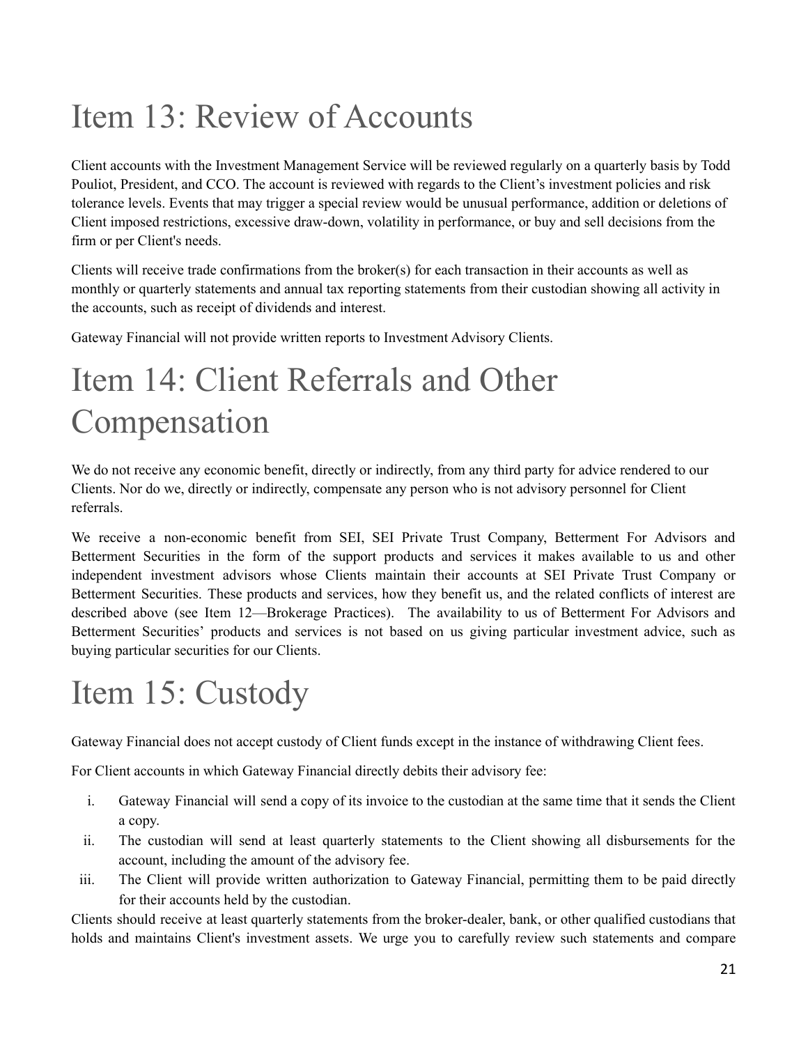# Item 13: Review of Accounts

Client accounts with the Investment Management Service will be reviewed regularly on a quarterly basis by Todd Pouliot, President, and CCO. The account is reviewed with regards to the Client's investment policies and risk tolerance levels. Events that may trigger a special review would be unusual performance, addition or deletions of Client imposed restrictions, excessive draw-down, volatility in performance, or buy and sell decisions from the firm or per Client's needs.

Clients will receive trade confirmations from the broker(s) for each transaction in their accounts as well as monthly or quarterly statements and annual tax reporting statements from their custodian showing all activity in the accounts, such as receipt of dividends and interest.

Gateway Financial will not provide written reports to Investment Advisory Clients.

# Item 14: Client Referrals and Other Compensation

We do not receive any economic benefit, directly or indirectly, from any third party for advice rendered to our Clients. Nor do we, directly or indirectly, compensate any person who is not advisory personnel for Client referrals.

We receive a non-economic benefit from SEI, SEI Private Trust Company, Betterment For Advisors and Betterment Securities in the form of the support products and services it makes available to us and other independent investment advisors whose Clients maintain their accounts at SEI Private Trust Company or Betterment Securities. These products and services, how they benefit us, and the related conflicts of interest are described above (see Item 12—Brokerage Practices). The availability to us of Betterment For Advisors and Betterment Securities' products and services is not based on us giving particular investment advice, such as buying particular securities for our Clients.

# Item 15: Custody

Gateway Financial does not accept custody of Client funds except in the instance of withdrawing Client fees.

For Client accounts in which Gateway Financial directly debits their advisory fee:

i. Gateway Financial will send a copy of its invoice to the custodian at the same time that it sends the Client a copy.
ii. The custodian will send at least quarterly statements to the Client showing all disbursements for the account, including the amount of the advisory fee.
iii. The Client will provide written authorization to Gateway Financial, permitting them to be paid directly for their accounts held by the custodian.

Clients should receive at least quarterly statements from the broker-dealer, bank, or other qualified custodians that holds and maintains Client's investment assets. We urge you to carefully review such statements and compare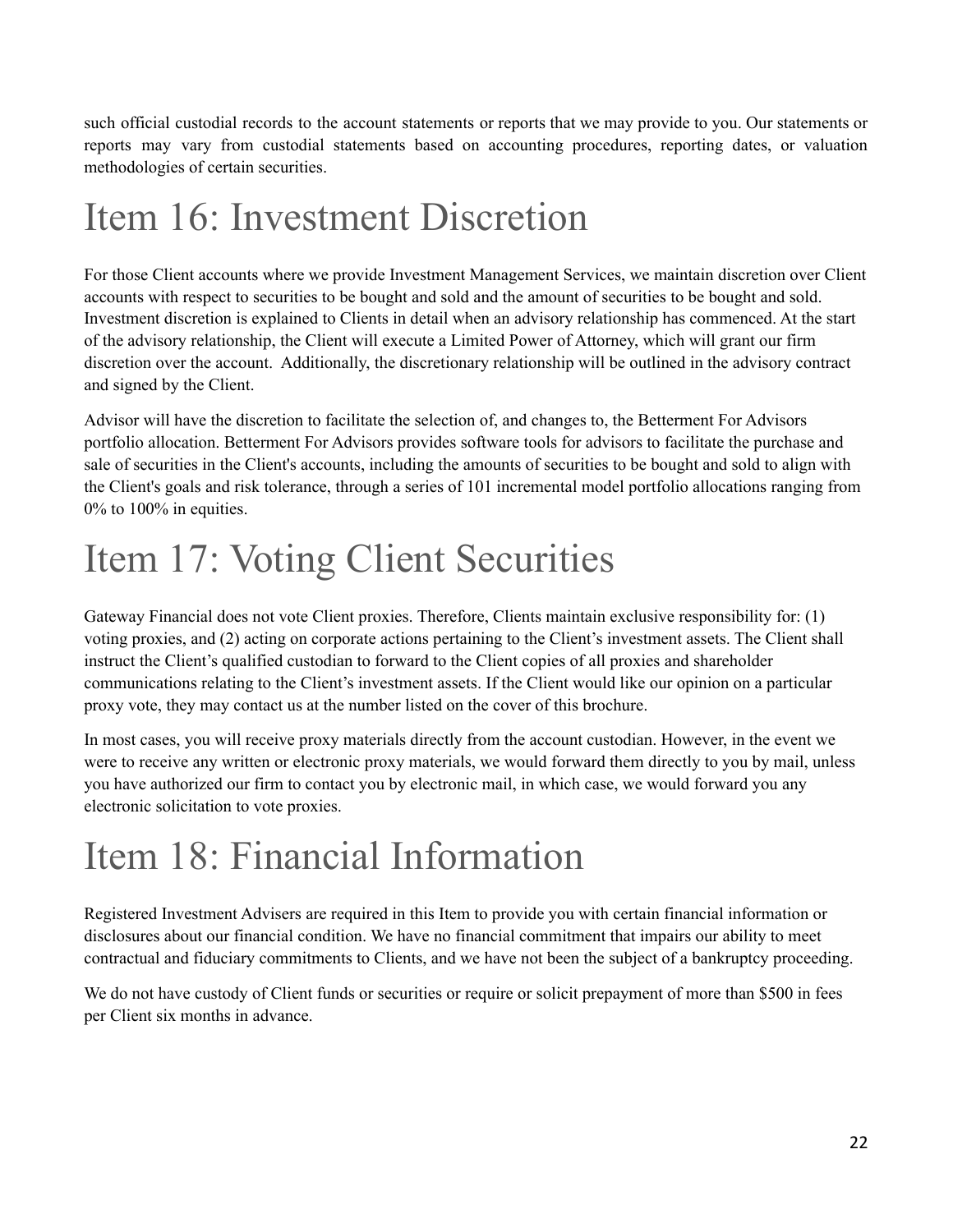such official custodial records to the account statements or reports that we may provide to you. Our statements or reports may vary from custodial statements based on accounting procedures, reporting dates, or valuation methodologies of certain securities.

# Item 16: Investment Discretion

For those Client accounts where we provide Investment Management Services, we maintain discretion over Client accounts with respect to securities to be bought and sold and the amount of securities to be bought and sold. Investment discretion is explained to Clients in detail when an advisory relationship has commenced. At the start of the advisory relationship, the Client will execute a Limited Power of Attorney, which will grant our firm discretion over the account. Additionally, the discretionary relationship will be outlined in the advisory contract and signed by the Client.

Advisor will have the discretion to facilitate the selection of, and changes to, the Betterment For Advisors portfolio allocation. Betterment For Advisors provides software tools for advisors to facilitate the purchase and sale of securities in the Client's accounts, including the amounts of securities to be bought and sold to align with the Client's goals and risk tolerance, through a series of 101 incremental model portfolio allocations ranging from 0% to 100% in equities.

# Item 17: Voting Client Securities

Gateway Financial does not vote Client proxies. Therefore, Clients maintain exclusive responsibility for: (1) voting proxies, and (2) acting on corporate actions pertaining to the Client's investment assets. The Client shall instruct the Client's qualified custodian to forward to the Client copies of all proxies and shareholder communications relating to the Client's investment assets. If the Client would like our opinion on a particular proxy vote, they may contact us at the number listed on the cover of this brochure.

In most cases, you will receive proxy materials directly from the account custodian. However, in the event we were to receive any written or electronic proxy materials, we would forward them directly to you by mail, unless you have authorized our firm to contact you by electronic mail, in which case, we would forward you any electronic solicitation to vote proxies.

# Item 18: Financial Information

Registered Investment Advisers are required in this Item to provide you with certain financial information or disclosures about our financial condition. We have no financial commitment that impairs our ability to meet contractual and fiduciary commitments to Clients, and we have not been the subject of a bankruptcy proceeding.

We do not have custody of Client funds or securities or require or solicit prepayment of more than $500 in fees per Client six months in advance.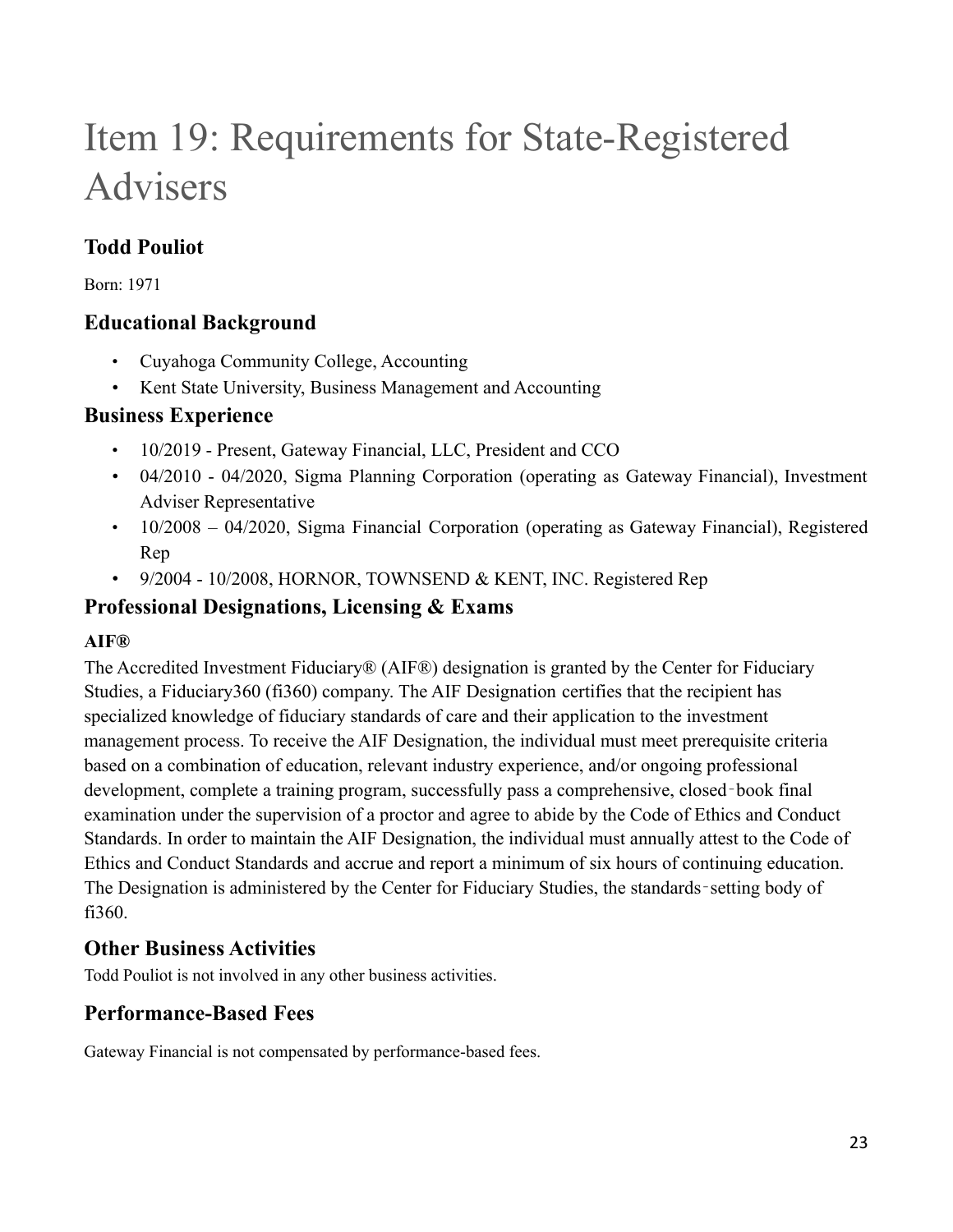# Item 19: Requirements for State-Registered Advisers

## Todd Pouliot

Born: 1971

## Educational Background

- Cuyahoga Community College, Accounting
- Kent State University, Business Management and Accounting

## Business Experience

- 10/2019 - Present, Gateway Financial, LLC, President and CCO
- 04/2010 - 04/2020, Sigma Planning Corporation (operating as Gateway Financial), Investment Adviser Representative
- 10/2008 – 04/2020, Sigma Financial Corporation (operating as Gateway Financial), Registered Rep
- 9/2004 - 10/2008, HORNOR, TOWNSEND & KENT, INC. Registered Rep

## Professional Designations, Licensing & Exams

**AIF®**

The Accredited Investment Fiduciary® (AIF®) designation is granted by the Center for Fiduciary Studies, a Fiduciary360 (fi360) company. The AIF Designation certifies that the recipient has specialized knowledge of fiduciary standards of care and their application to the investment management process. To receive the AIF Designation, the individual must meet prerequisite criteria based on a combination of education, relevant industry experience, and/or ongoing professional development, complete a training program, successfully pass a comprehensive, closed‑book final examination under the supervision of a proctor and agree to abide by the Code of Ethics and Conduct Standards. In order to maintain the AIF Designation, the individual must annually attest to the Code of Ethics and Conduct Standards and accrue and report a minimum of six hours of continuing education. The Designation is administered by the Center for Fiduciary Studies, the standards‑setting body of fi360.

## Other Business Activities

Todd Pouliot is not involved in any other business activities.

## Performance-Based Fees

Gateway Financial is not compensated by performance-based fees.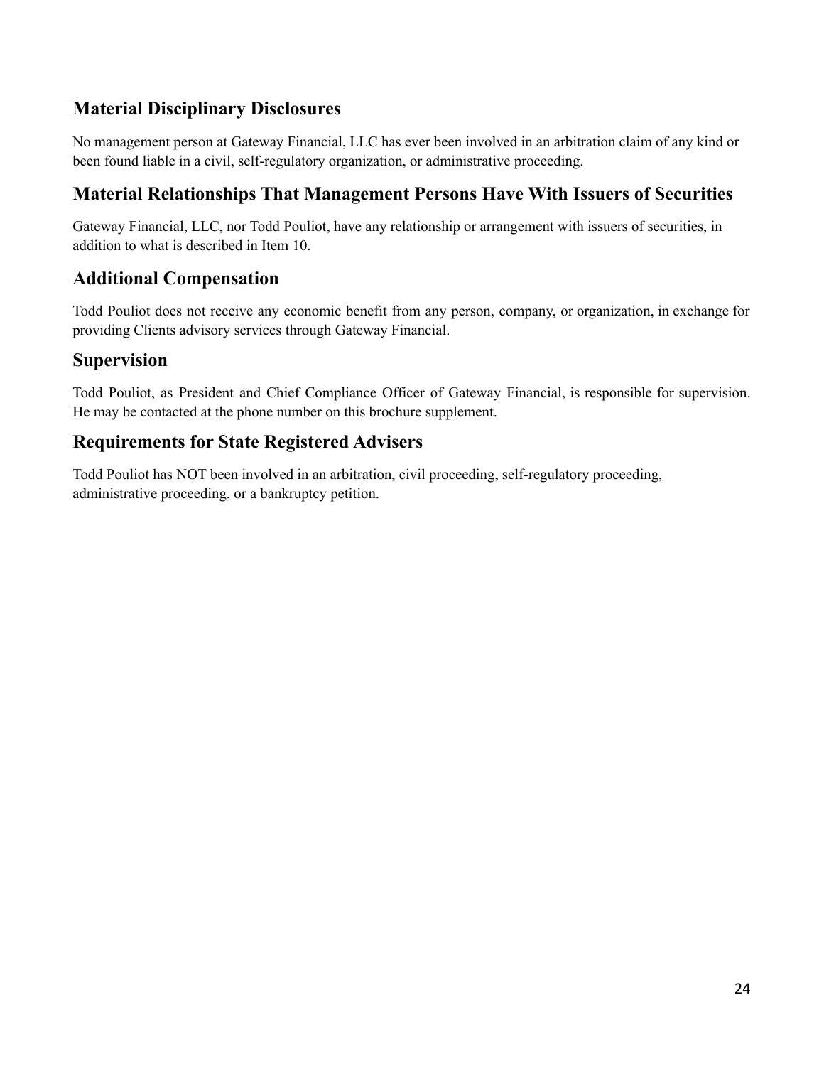## Material Disciplinary Disclosures

No management person at Gateway Financial, LLC has ever been involved in an arbitration claim of any kind or been found liable in a civil, self-regulatory organization, or administrative proceeding.

## Material Relationships That Management Persons Have With Issuers of Securities

Gateway Financial, LLC, nor Todd Pouliot, have any relationship or arrangement with issuers of securities, in addition to what is described in Item 10.

## Additional Compensation

Todd Pouliot does not receive any economic benefit from any person, company, or organization, in exchange for providing Clients advisory services through Gateway Financial.

## Supervision

Todd Pouliot, as President and Chief Compliance Officer of Gateway Financial, is responsible for supervision. He may be contacted at the phone number on this brochure supplement.

## Requirements for State Registered Advisers

Todd Pouliot has NOT been involved in an arbitration, civil proceeding, self-regulatory proceeding, administrative proceeding, or a bankruptcy petition.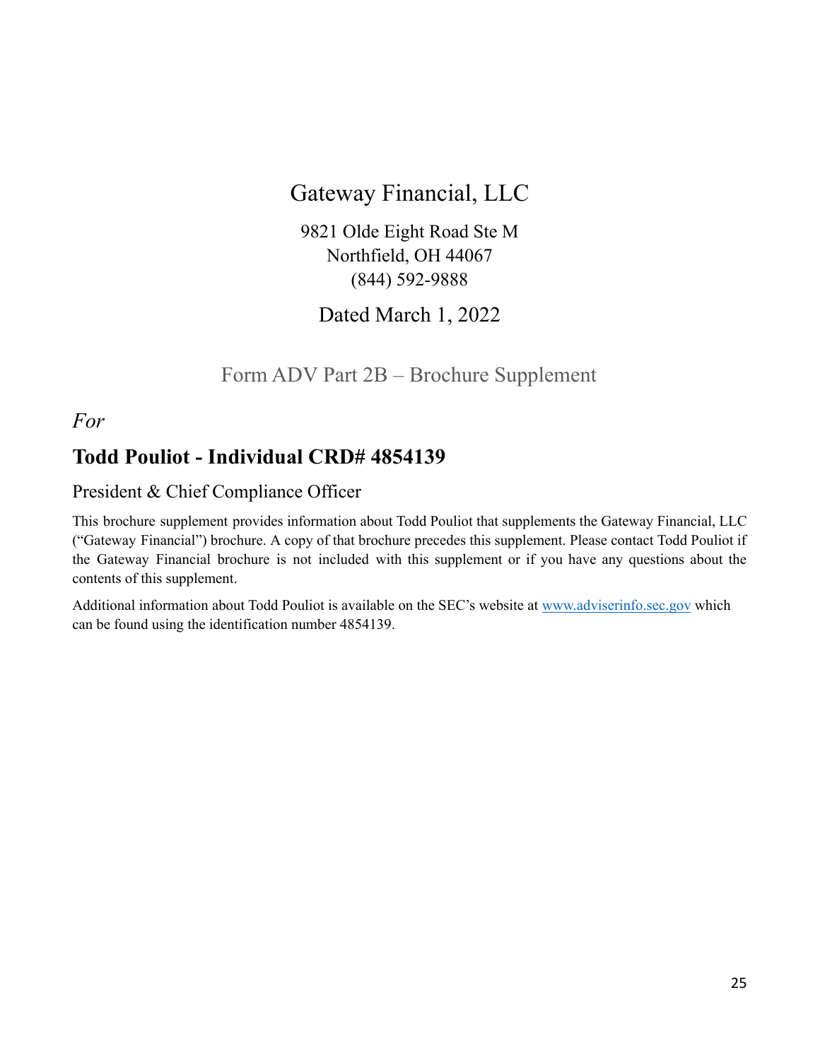# Gateway Financial, LLC

9821 Olde Eight Road Ste M
Northfield, OH 44067
(844) 592-9888

Dated March 1, 2022

## Form ADV Part 2B – Brochure Supplement

*For*

## Todd Pouliot - Individual CRD# 4854139

President & Chief Compliance Officer

This brochure supplement provides information about Todd Pouliot that supplements the Gateway Financial, LLC ("Gateway Financial") brochure. A copy of that brochure precedes this supplement. Please contact Todd Pouliot if the Gateway Financial brochure is not included with this supplement or if you have any questions about the contents of this supplement.

Additional information about Todd Pouliot is available on the SEC's website at [www.adviserinfo.sec.gov](http://www.adviserinfo.sec.gov) which can be found using the identification number 4854139.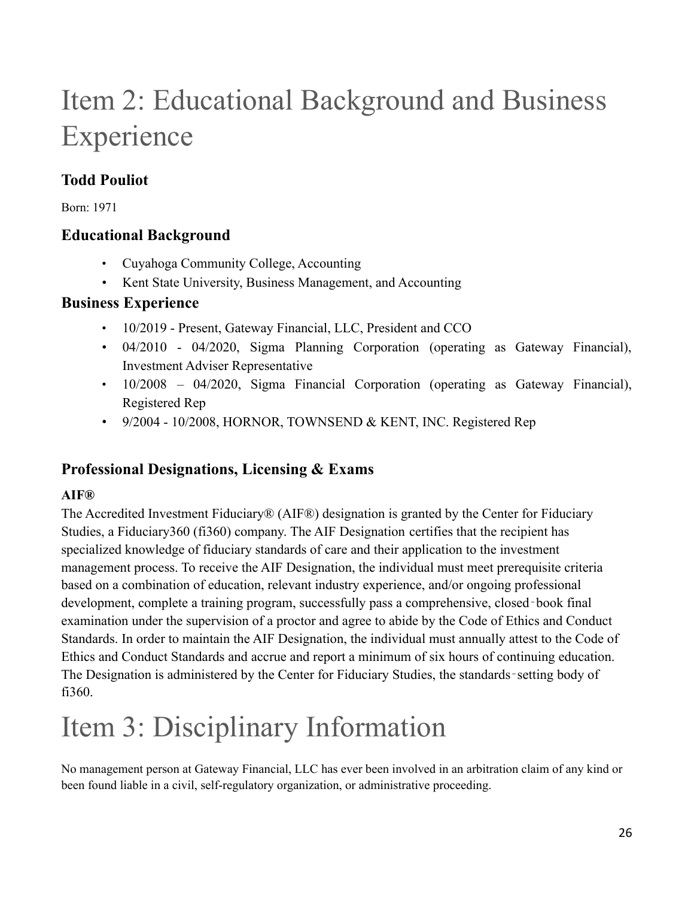# Item 2: Educational Background and Business Experience

## Todd Pouliot

Born: 1971

### Educational Background

- Cuyahoga Community College, Accounting
- Kent State University, Business Management, and Accounting

### Business Experience

- 10/2019 - Present, Gateway Financial, LLC, President and CCO
- 04/2010 - 04/2020, Sigma Planning Corporation (operating as Gateway Financial), Investment Adviser Representative
- 10/2008 – 04/2020, Sigma Financial Corporation (operating as Gateway Financial), Registered Rep
- 9/2004 - 10/2008, HORNOR, TOWNSEND & KENT, INC. Registered Rep

### Professional Designations, Licensing & Exams

**AIF®**

The Accredited Investment Fiduciary® (AIF®) designation is granted by the Center for Fiduciary Studies, a Fiduciary360 (fi360) company. The AIF Designation certifies that the recipient has specialized knowledge of fiduciary standards of care and their application to the investment management process. To receive the AIF Designation, the individual must meet prerequisite criteria based on a combination of education, relevant industry experience, and/or ongoing professional development, complete a training program, successfully pass a comprehensive, closed‐book final examination under the supervision of a proctor and agree to abide by the Code of Ethics and Conduct Standards. In order to maintain the AIF Designation, the individual must annually attest to the Code of Ethics and Conduct Standards and accrue and report a minimum of six hours of continuing education. The Designation is administered by the Center for Fiduciary Studies, the standards‐setting body of fi360.

# Item 3: Disciplinary Information

No management person at Gateway Financial, LLC has ever been involved in an arbitration claim of any kind or been found liable in a civil, self-regulatory organization, or administrative proceeding.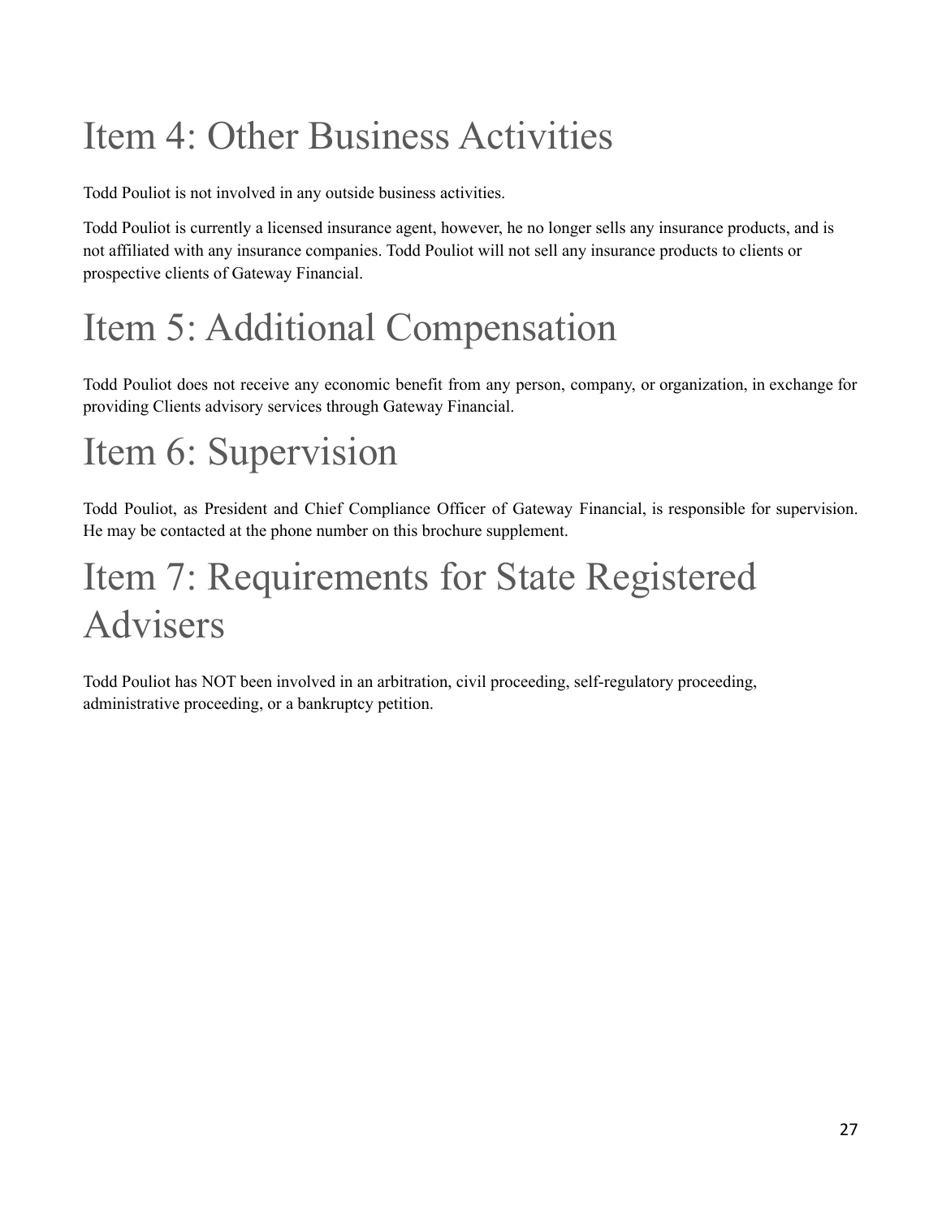# Item 4: Other Business Activities

Todd Pouliot is not involved in any outside business activities.

Todd Pouliot is currently a licensed insurance agent, however, he no longer sells any insurance products, and is not affiliated with any insurance companies. Todd Pouliot will not sell any insurance products to clients or prospective clients of Gateway Financial.

# Item 5: Additional Compensation

Todd Pouliot does not receive any economic benefit from any person, company, or organization, in exchange for providing Clients advisory services through Gateway Financial.

# Item 6: Supervision

Todd Pouliot, as President and Chief Compliance Officer of Gateway Financial, is responsible for supervision. He may be contacted at the phone number on this brochure supplement.

# Item 7: Requirements for State Registered Advisers

Todd Pouliot has NOT been involved in an arbitration, civil proceeding, self-regulatory proceeding, administrative proceeding, or a bankruptcy petition.